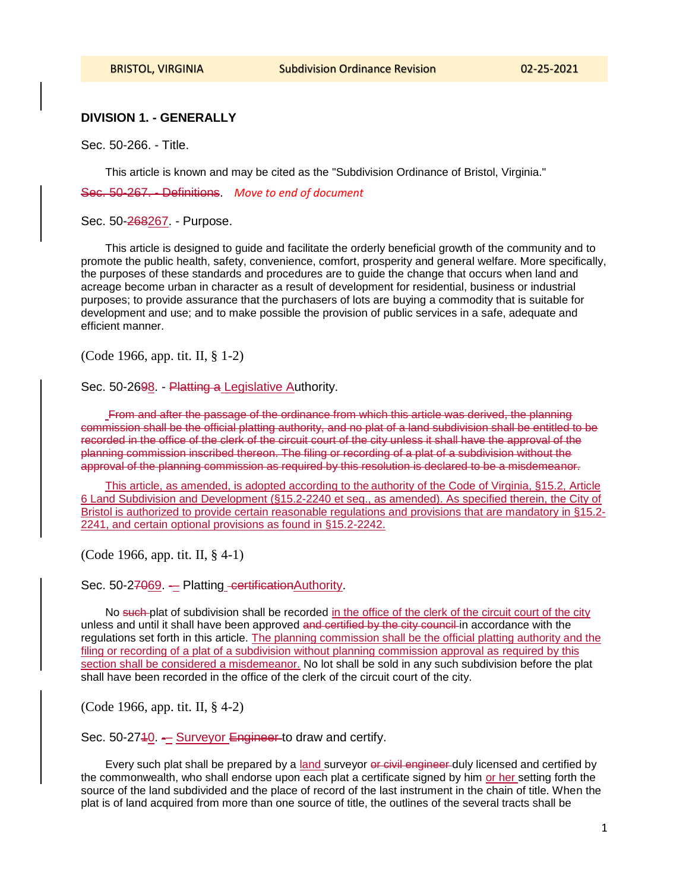### DIVISION 1. - GENERALLY

Sec. 50-266. - Title.

This article is known and may be cited as the "Subdivision Ordinance of Bristol, Virginia."

~~Sec. 50-267. - Definitions~~. *Move to end of document*

Sec. 50-~~268~~267. - Purpose.

This article is designed to guide and facilitate the orderly beneficial growth of the community and to promote the public health, safety, convenience, comfort, prosperity and general welfare. More specifically, the purposes of these standards and procedures are to guide the change that occurs when land and acreage become urban in character as a result of development for residential, business or industrial purposes; to provide assurance that the purchasers of lots are buying a commodity that is suitable for development and use; and to make possible the provision of public services in a safe, adequate and efficient manner.

(Code 1966, app. tit. II, § 1-2)

Sec. 50-26~~9~~8. - ~~Platting a~~ Legislative Authority.

~~From and after the passage of the ordinance from which this article was derived, the planning commission shall be the official platting authority, and no plat of a land subdivision shall be entitled to be recorded in the office of the clerk of the circuit court of the city unless it shall have the approval of the planning commission inscribed thereon. The filing or recording of a plat of a subdivision without the approval of the planning commission as required by this resolution is declared to be a misdemeanor.~~

This article, as amended, is adopted according to the authority of the Code of Virginia, §15.2, Article 6 Land Subdivision and Development (§15.2-2240 et seq., as amended). As specified therein, the City of Bristol is authorized to provide certain reasonable regulations and provisions that are mandatory in §15.2-2241, and certain optional provisions as found in §15.2-2242.

(Code 1966, app. tit. II, § 4-1)

Sec. 50-2~~70~~69. ~~-~~ – Platting ~~certification~~Authority.

No ~~such~~ plat of subdivision shall be recorded in the office of the clerk of the circuit court of the city unless and until it shall have been approved ~~and certified by the city council~~ in accordance with the regulations set forth in this article. The planning commission shall be the official platting authority and the filing or recording of a plat of a subdivision without planning commission approval as required by this section shall be considered a misdemeanor. No lot shall be sold in any such subdivision before the plat shall have been recorded in the office of the clerk of the circuit court of the city.

(Code 1966, app. tit. II, § 4-2)

Sec. 50-27~~1~~0. ~~-~~ – Surveyor ~~Engineer~~ to draw and certify.

Every such plat shall be prepared by a land surveyor ~~or civil engineer~~ duly licensed and certified by the commonwealth, who shall endorse upon each plat a certificate signed by him or her setting forth the source of the land subdivided and the place of record of the last instrument in the chain of title. When the plat is of land acquired from more than one source of title, the outlines of the several tracts shall be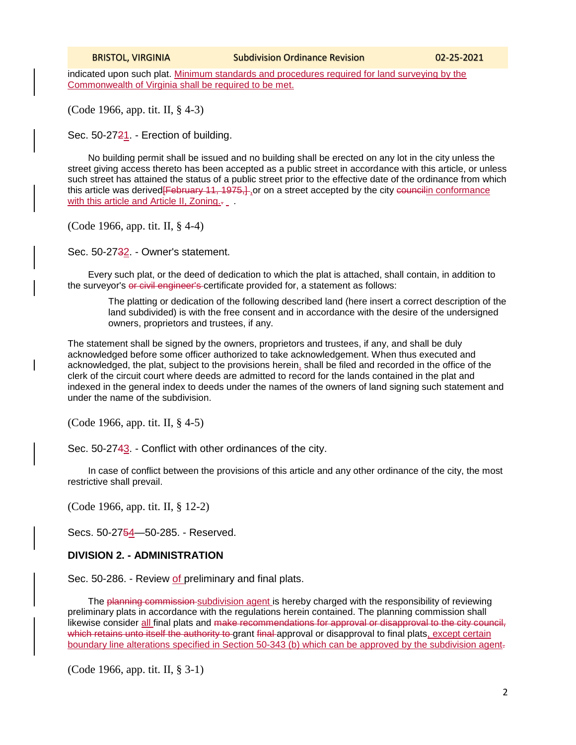indicated upon such plat. Minimum standards and procedures required for land surveying by the Commonwealth of Virginia shall be required to be met.

(Code 1966, app. tit. II, § 4-3)

Sec. 50-27~~2~~1. - Erection of building.

No building permit shall be issued and no building shall be erected on any lot in the city unless the street giving access thereto has been accepted as a public street in accordance with this article, or unless such street has attained the status of a public street prior to the effective date of the ordinance from which this article was derived~~[February 11, 1975,]~~ ,or on a street accepted by the city ~~council~~in conformance with this article and Article II, Zoning.~~.~~ .

(Code 1966, app. tit. II, § 4-4)

Sec. 50-27~~3~~2. - Owner's statement.

Every such plat, or the deed of dedication to which the plat is attached, shall contain, in addition to the surveyor's ~~or civil engineer's~~ certificate provided for, a statement as follows:

> The platting or dedication of the following described land (here insert a correct description of the land subdivided) is with the free consent and in accordance with the desire of the undersigned owners, proprietors and trustees, if any.

The statement shall be signed by the owners, proprietors and trustees, if any, and shall be duly acknowledged before some officer authorized to take acknowledgement. When thus executed and acknowledged, the plat, subject to the provisions herein, shall be filed and recorded in the office of the clerk of the circuit court where deeds are admitted to record for the lands contained in the plat and indexed in the general index to deeds under the names of the owners of land signing such statement and under the name of the subdivision.

(Code 1966, app. tit. II, § 4-5)

Sec. 50-27~~4~~3. - Conflict with other ordinances of the city.

In case of conflict between the provisions of this article and any other ordinance of the city, the most restrictive shall prevail.

(Code 1966, app. tit. II, § 12-2)

Secs. 50-27~~5~~4—50-285. - Reserved.

**DIVISION 2. - ADMINISTRATION**

Sec. 50-286. - Review of preliminary and final plats.

The ~~planning commission~~ subdivision agent is hereby charged with the responsibility of reviewing preliminary plats in accordance with the regulations herein contained. The planning commission shall likewise consider all final plats and ~~make recommendations for approval or disapproval to the city council, which retains unto itself the authority to~~ grant ~~final~~ approval or disapproval to final plats, except certain boundary line alterations specified in Section 50-343 (b) which can be approved by the subdivision agent~~.~~

(Code 1966, app. tit. II, § 3-1)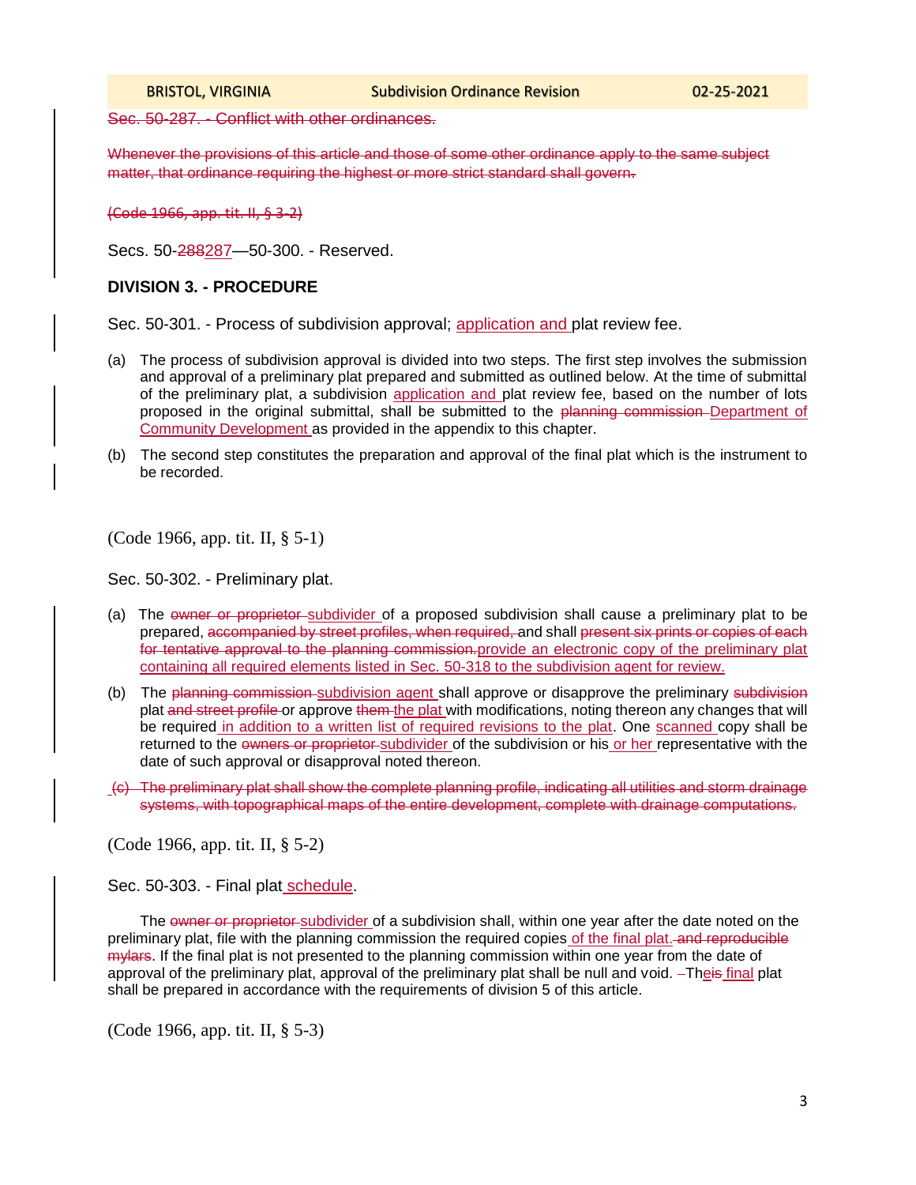~~Sec. 50-287. - Conflict with other ordinances.~~

~~Whenever the provisions of this article and those of some other ordinance apply to the same subject matter, that ordinance requiring the highest or more strict standard shall govern.~~

~~(Code 1966, app. tit. II, § 3-2)~~

Secs. 50-~~288~~287—50-300. - Reserved.

**DIVISION 3. - PROCEDURE**

Sec. 50-301. - Process of subdivision approval; application and plat review fee.

(a) The process of subdivision approval is divided into two steps. The first step involves the submission and approval of a preliminary plat prepared and submitted as outlined below. At the time of submittal of the preliminary plat, a subdivision application and plat review fee, based on the number of lots proposed in the original submittal, shall be submitted to the ~~planning commission~~ Department of Community Development as provided in the appendix to this chapter.

(b) The second step constitutes the preparation and approval of the final plat which is the instrument to be recorded.

(Code 1966, app. tit. II, § 5-1)

Sec. 50-302. - Preliminary plat.

(a) The ~~owner or proprietor~~ subdivider of a proposed subdivision shall cause a preliminary plat to be prepared, ~~accompanied by street profiles, when required,~~ and shall ~~present six prints or copies of each for tentative approval to the planning commission.~~ provide an electronic copy of the preliminary plat containing all required elements listed in Sec. 50-318 to the subdivision agent for review.

(b) The ~~planning commission~~ subdivision agent shall approve or disapprove the preliminary ~~subdivision~~ plat ~~and street profile~~ or approve ~~them~~ the plat with modifications, noting thereon any changes that will be required in addition to a written list of required revisions to the plat. One scanned copy shall be returned to the ~~owners or proprietor~~ subdivider of the subdivision or his or her representative with the date of such approval or disapproval noted thereon.

~~(c) The preliminary plat shall show the complete planning profile, indicating all utilities and storm drainage systems, with topographical maps of the entire development, complete with drainage computations.~~

(Code 1966, app. tit. II, § 5-2)

Sec. 50-303. - Final plat schedule.

The ~~owner or proprietor~~ subdivider of a subdivision shall, within one year after the date noted on the preliminary plat, file with the planning commission the required copies of the final plat. ~~and reproducible mylars~~. If the final plat is not presented to the planning commission within one year from the date of approval of the preliminary plat, approval of the preliminary plat shall be null and void. The~~is~~ final plat shall be prepared in accordance with the requirements of division 5 of this article.

(Code 1966, app. tit. II, § 5-3)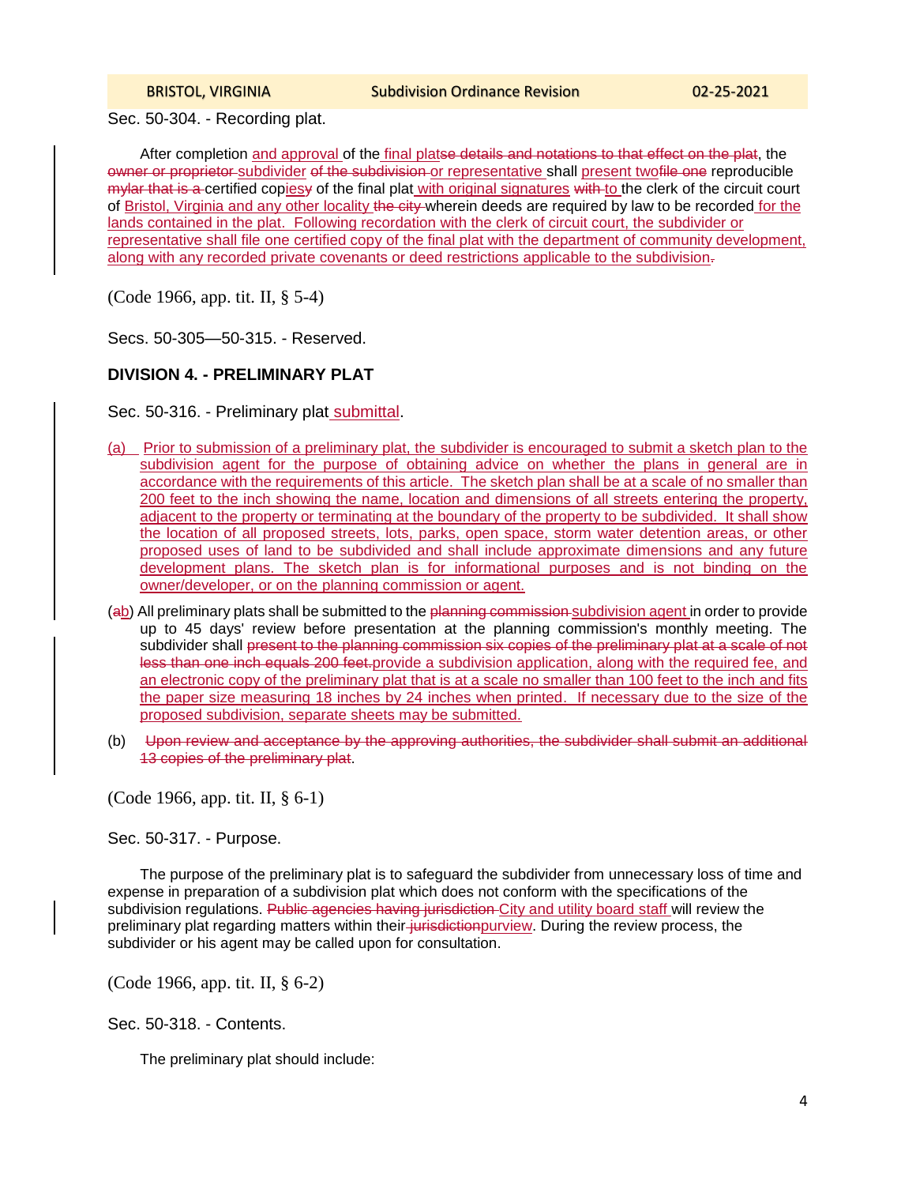Sec. 50-304. - Recording plat.

After completion <u>and approval</u> of the <u>final plat</u>~~se details and notations to that effect on the plat~~, the ~~owner or proprietor~~ <u>subdivider</u> ~~of the subdivision~~ <u>or representative</u> shall <u>present two</u>~~file one~~ reproducible ~~mylar that is a~~ certified cop<u>ies</u>~~y~~ of the final plat <u>with original signatures</u> ~~with~~ <u>to</u> the clerk of the circuit court of <u>Bristol, Virginia and any other locality</u> ~~the city~~ wherein deeds are required by law to be recorded <u>for the lands contained in the plat. Following recordation with the clerk of circuit court, the subdivider or representative shall file one certified copy of the final plat with the department of community development, along with any recorded private covenants or deed restrictions applicable to the subdivision</u>~~.~~

(Code 1966, app. tit. II, § 5-4)

Secs. 50-305—50-315. - Reserved.

### DIVISION 4. - PRELIMINARY PLAT

Sec. 50-316. - Preliminary plat <u>submittal</u>.

<u>(a) Prior to submission of a preliminary plat, the subdivider is encouraged to submit a sketch plan to the subdivision agent for the purpose of obtaining advice on whether the plans in general are in accordance with the requirements of this article. The sketch plan shall be at a scale of no smaller than 200 feet to the inch showing the name, location and dimensions of all streets entering the property, adjacent to the property or terminating at the boundary of the property to be subdivided. It shall show the location of all proposed streets, lots, parks, open space, storm water detention areas, or other proposed uses of land to be subdivided and shall include approximate dimensions and any future development plans. The sketch plan is for informational purposes and is not binding on the owner/developer, or on the planning commission or agent.</u>

(~~a~~<u>b</u>) All preliminary plats shall be submitted to the ~~planning commission~~ <u>subdivision agent</u> in order to provide up to 45 days' review before presentation at the planning commission's monthly meeting. The subdivider shall ~~present to the planning commission six copies of the preliminary plat at a scale of not less than one inch equals 200 feet.~~<u>provide a subdivision application, along with the required fee, and an electronic copy of the preliminary plat that is at a scale no smaller than 100 feet to the inch and fits the paper size measuring 18 inches by 24 inches when printed. If necessary due to the size of the proposed subdivision, separate sheets may be submitted.</u>

(b) ~~Upon review and acceptance by the approving authorities, the subdivider shall submit an additional 13 copies of the preliminary plat~~.

(Code 1966, app. tit. II, § 6-1)

Sec. 50-317. - Purpose.

The purpose of the preliminary plat is to safeguard the subdivider from unnecessary loss of time and expense in preparation of a subdivision plat which does not conform with the specifications of the subdivision regulations. ~~Public agencies having jurisdiction~~ <u>City and utility board staff</u> will review the preliminary plat regarding matters within their ~~jurisdiction~~<u>purview</u>. During the review process, the subdivider or his agent may be called upon for consultation.

(Code 1966, app. tit. II, § 6-2)

Sec. 50-318. - Contents.

The preliminary plat should include: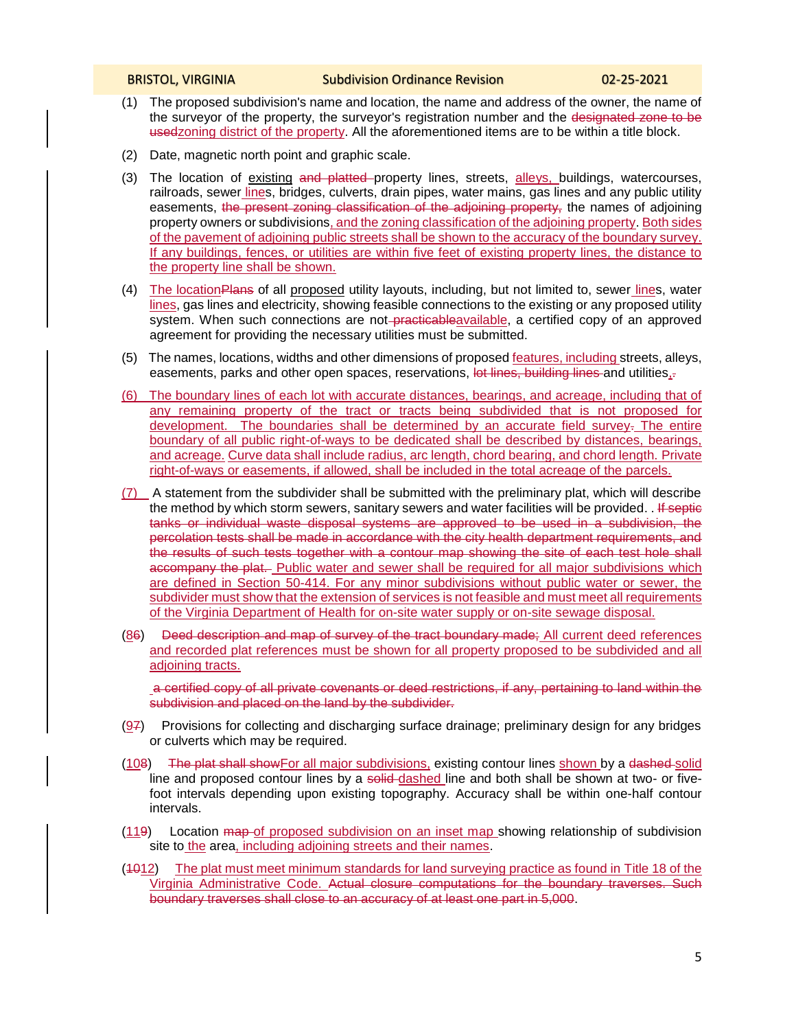(1) The proposed subdivision's name and location, the name and address of the owner, the name of the surveyor of the property, the surveyor's registration number and the ~~designated zone to be used~~zoning district of the property. All the aforementioned items are to be within a title block.

(2) Date, magnetic north point and graphic scale.

(3) The location of existing ~~and platted~~ property lines, streets, alleys, buildings, watercourses, railroads, sewer lines, bridges, culverts, drain pipes, water mains, gas lines and any public utility easements, ~~the present zoning classification of the adjoining property,~~ the names of adjoining property owners or subdivisions, and the zoning classification of the adjoining property. Both sides of the pavement of adjoining public streets shall be shown to the accuracy of the boundary survey. If any buildings, fences, or utilities are within five feet of existing property lines, the distance to the property line shall be shown.

(4) The location~~Plans~~ of all proposed utility layouts, including, but not limited to, sewer lines, water lines, gas lines and electricity, showing feasible connections to the existing or any proposed utility system. When such connections are not ~~practicable~~available, a certified copy of an approved agreement for providing the necessary utilities must be submitted.

(5) The names, locations, widths and other dimensions of proposed features, including streets, alleys, easements, parks and other open spaces, reservations, ~~lot lines, building lines~~ and utilities,~~.~~

(6) The boundary lines of each lot with accurate distances, bearings, and acreage, including that of any remaining property of the tract or tracts being subdivided that is not proposed for development. The boundaries shall be determined by an accurate field survey~~.~~ The entire boundary of all public right-of-ways to be dedicated shall be described by distances, bearings, and acreage. Curve data shall include radius, arc length, chord bearing, and chord length. Private right-of-ways or easements, if allowed, shall be included in the total acreage of the parcels.

(7) A statement from the subdivider shall be submitted with the preliminary plat, which will describe the method by which storm sewers, sanitary sewers and water facilities will be provided. . ~~If septic tanks or individual waste disposal systems are approved to be used in a subdivision, the percolation tests shall be made in accordance with the city health department requirements, and the results of such tests together with a contour map showing the site of each test hole shall accompany the plat.~~ Public water and sewer shall be required for all major subdivisions which are defined in Section 50-414. For any minor subdivisions without public water or sewer, the subdivider must show that the extension of services is not feasible and must meet all requirements of the Virginia Department of Health for on-site water supply or on-site sewage disposal.

(8~~6~~) ~~Deed description and map of survey of the tract boundary made;~~ All current deed references and recorded plat references must be shown for all property proposed to be subdivided and all adjoining tracts.

~~a certified copy of all private covenants or deed restrictions, if any, pertaining to land within the subdivision and placed on the land by the subdivider.~~

(9~~7~~) Provisions for collecting and discharging surface drainage; preliminary design for any bridges or culverts which may be required.

(10~~8~~) ~~The plat shall show~~For all major subdivisions, existing contour lines shown by a ~~dashed~~ solid line and proposed contour lines by a ~~solid~~ dashed line and both shall be shown at two- or five-foot intervals depending upon existing topography. Accuracy shall be within one-half contour intervals.

(11~~9~~) Location ~~map~~ of proposed subdivision on an inset map showing relationship of subdivision site to the area, including adjoining streets and their names.

(~~10~~12) The plat must meet minimum standards for land surveying practice as found in Title 18 of the Virginia Administrative Code. ~~Actual closure computations for the boundary traverses. Such boundary traverses shall close to an accuracy of at least one part in 5,000~~.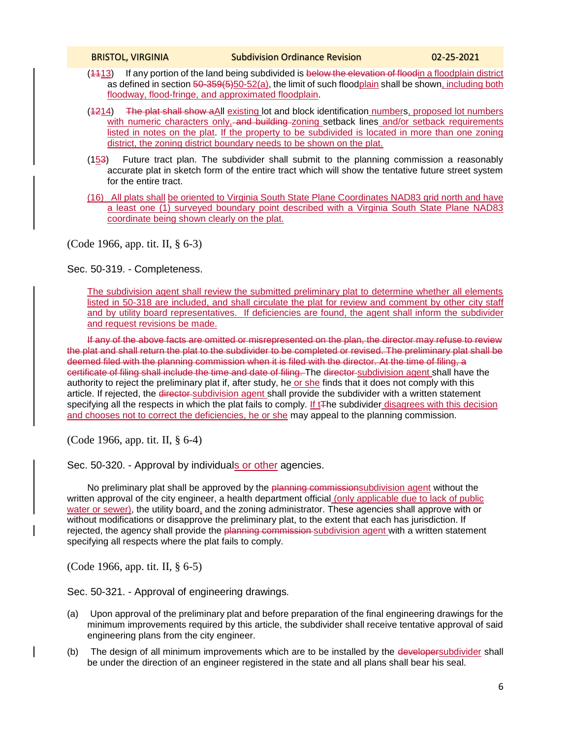(~~11~~13) If any portion of the land being subdivided is ~~below the elevation of flood~~in a floodplain district as defined in section ~~50-359(5)~~50-52(a), the limit of such floodplain shall be shown, including both floodway, flood-fringe, and approximated floodplain.

(~~12~~14) ~~The plat shall show a~~All existing lot and block identification numbers, proposed lot numbers with numeric characters only, ~~and building~~ zoning setback lines and/or setback requirements listed in notes on the plat. If the property to be subdivided is located in more than one zoning district, the zoning district boundary needs to be shown on the plat.

(15~~3~~) Future tract plan. The subdivider shall submit to the planning commission a reasonably accurate plat in sketch form of the entire tract which will show the tentative future street system for the entire tract.

(16) All plats shall be oriented to Virginia South State Plane Coordinates NAD83 grid north and have a least one (1) surveyed boundary point described with a Virginia South State Plane NAD83 coordinate being shown clearly on the plat.

(Code 1966, app. tit. II, § 6-3)

Sec. 50-319. - Completeness.

The subdivision agent shall review the submitted preliminary plat to determine whether all elements listed in 50-318 are included, and shall circulate the plat for review and comment by other city staff and by utility board representatives. If deficiencies are found, the agent shall inform the subdivider and request revisions be made.

~~If any of the above facts are omitted or misrepresented on the plan, the director may refuse to review the plat and shall return the plat to the subdivider to be completed or revised. The preliminary plat shall be deemed filed with the planning commission when it is filed with the director. At the time of filing, a certificate of filing shall include the time and date of filing.~~ The ~~director~~ subdivision agent shall have the authority to reject the preliminary plat if, after study, he or she finds that it does not comply with this article. If rejected, the ~~director~~ subdivision agent shall provide the subdivider with a written statement specifying all the respects in which the plat fails to comply. If t~~T~~he subdivider disagrees with this decision and chooses not to correct the deficiencies, he or she may appeal to the planning commission.

(Code 1966, app. tit. II, § 6-4)

Sec. 50-320. - Approval by individuals or other agencies.

No preliminary plat shall be approved by the ~~planning commission~~subdivision agent without the written approval of the city engineer, a health department official (only applicable due to lack of public water or sewer), the utility board, and the zoning administrator. These agencies shall approve with or without modifications or disapprove the preliminary plat, to the extent that each has jurisdiction. If rejected, the agency shall provide the ~~planning commission~~ subdivision agent with a written statement specifying all respects where the plat fails to comply.

(Code 1966, app. tit. II, § 6-5)

Sec. 50-321. - Approval of engineering drawings.

(a) Upon approval of the preliminary plat and before preparation of the final engineering drawings for the minimum improvements required by this article, the subdivider shall receive tentative approval of said engineering plans from the city engineer.

(b) The design of all minimum improvements which are to be installed by the ~~developer~~subdivider shall be under the direction of an engineer registered in the state and all plans shall bear his seal.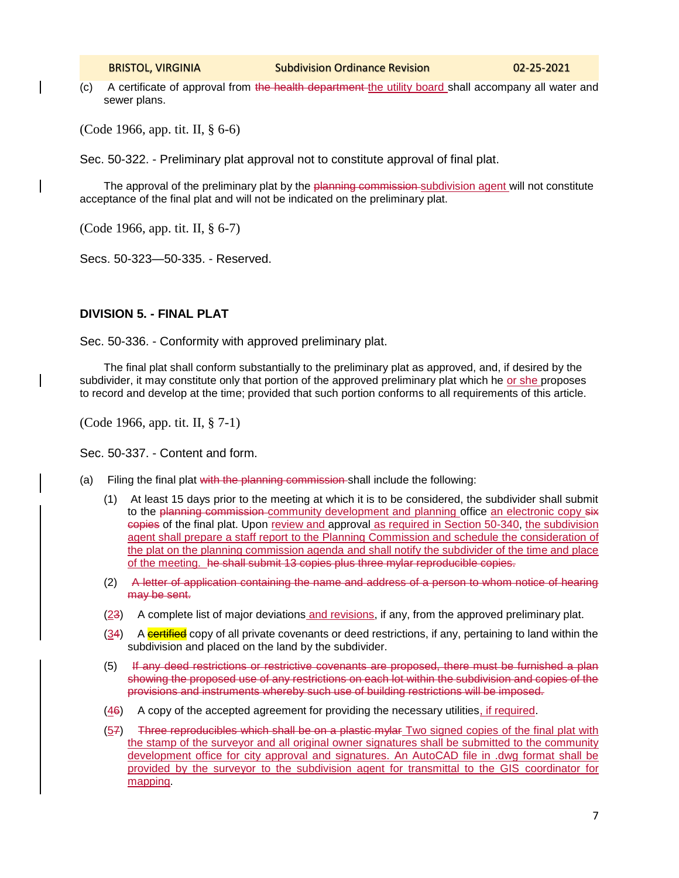(c) A certificate of approval from ~~the health department~~ <u>the utility board</u> shall accompany all water and sewer plans.

(Code 1966, app. tit. II, § 6-6)

Sec. 50-322. - Preliminary plat approval not to constitute approval of final plat.

The approval of the preliminary plat by the ~~planning commission~~ <u>subdivision agent</u> will not constitute acceptance of the final plat and will not be indicated on the preliminary plat.

(Code 1966, app. tit. II, § 6-7)

Secs. 50-323—50-335. - Reserved.

### DIVISION 5. - FINAL PLAT

Sec. 50-336. - Conformity with approved preliminary plat.

The final plat shall conform substantially to the preliminary plat as approved, and, if desired by the subdivider, it may constitute only that portion of the approved preliminary plat which he <u>or she</u> proposes to record and develop at the time; provided that such portion conforms to all requirements of this article.

(Code 1966, app. tit. II, § 7-1)

Sec. 50-337. - Content and form.

(a) Filing the final plat ~~with the planning commission~~ shall include the following:

(1) At least 15 days prior to the meeting at which it is to be considered, the subdivider shall submit to the ~~planning commission~~ <u>community development and planning</u> office <u>an electronic copy</u> ~~six copies~~ of the final plat. Upon <u>review and</u> approval <u>as required in Section 50-340</u>, <u>the subdivision agent shall prepare a staff report to the Planning Commission and schedule the consideration of the plat on the planning commission agenda and shall notify the subdivider of the time and place of the meeting.</u> ~~he shall submit 13 copies plus three mylar reproducible copies.~~

(2) ~~A letter of application containing the name and address of a person to whom notice of hearing may be sent.~~

(<u>2</u>~~3~~) A complete list of major deviations <u>and revisions</u>, if any, from the approved preliminary plat.

(<u>3</u>~~4~~) A ~~certified~~ copy of all private covenants or deed restrictions, if any, pertaining to land within the subdivision and placed on the land by the subdivider.

(5) ~~If any deed restrictions or restrictive covenants are proposed, there must be furnished a plan showing the proposed use of any restrictions on each lot within the subdivision and copies of the provisions and instruments whereby such use of building restrictions will be imposed.~~

(<u>4</u>~~6~~) A copy of the accepted agreement for providing the necessary utilities<u>, if required</u>.

(<u>5</u>~~7~~) ~~Three reproducibles which shall be on a plastic mylar~~ <u>Two signed copies of the final plat with the stamp of the surveyor and all original owner signatures shall be submitted to the community development office for city approval and signatures. An AutoCAD file in .dwg format shall be provided by the surveyor to the subdivision agent for transmittal to the GIS coordinator for mapping</u>.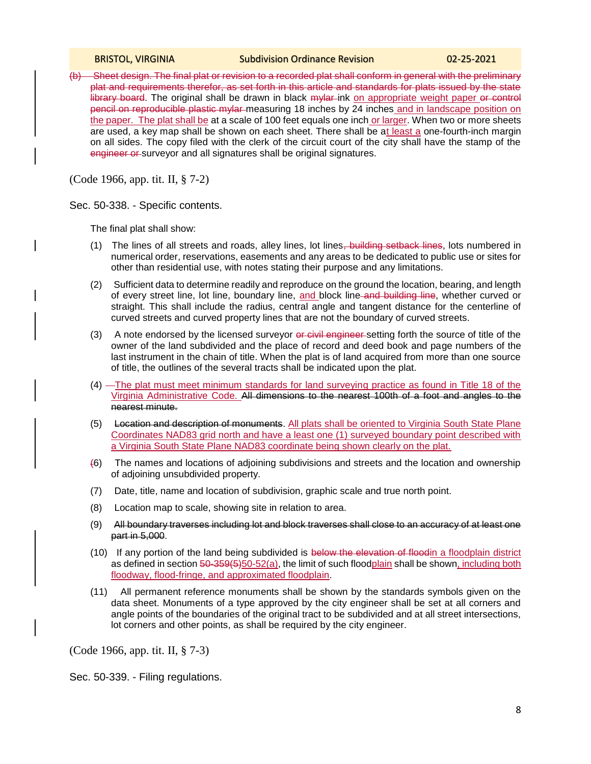(b) ~~Sheet design. The final plat or revision to a recorded plat shall conform in general with the preliminary plat and requirements therefor, as set forth in this article and standards for plats issued by the state library board~~. The original shall be drawn in black ~~mylar~~ ink <u>on appropriate weight paper</u> ~~or control pencil on reproducible plastic mylar~~ measuring 18 inches by 24 inches <u>and in landscape position on the paper. The plat shall be</u> at a scale of 100 feet equals one inch <u>or larger</u>. When two or more sheets are used, a key map shall be shown on each sheet. There shall be a<u>t least a</u> one-fourth-inch margin on all sides. The copy filed with the clerk of the circuit court of the city shall have the stamp of the ~~engineer or~~ surveyor and all signatures shall be original signatures.

(Code 1966, app. tit. II, § 7-2)

Sec. 50-338. - Specific contents.

The final plat shall show:

(1) The lines of all streets and roads, alley lines, lot lines~~, building setback lines~~, lots numbered in numerical order, reservations, easements and any areas to be dedicated to public use or sites for other than residential use, with notes stating their purpose and any limitations.

(2) Sufficient data to determine readily and reproduce on the ground the location, bearing, and length of every street line, lot line, boundary line, <u>and</u> block line ~~and building line~~, whether curved or straight. This shall include the radius, central angle and tangent distance for the centerline of curved streets and curved property lines that are not the boundary of curved streets.

(3) A note endorsed by the licensed surveyor ~~or civil engineer~~ setting forth the source of title of the owner of the land subdivided and the place of record and deed book and page numbers of the last instrument in the chain of title. When the plat is of land acquired from more than one source of title, the outlines of the several tracts shall be indicated upon the plat.

(4) <u>The plat must meet minimum standards for land surveying practice as found in Title 18 of the Virginia Administrative Code.</u> ~~All dimensions to the nearest 100th of a foot and angles to the nearest minute.~~

(5) ~~Location and description of monuments~~. <u>All plats shall be oriented to Virginia South State Plane Coordinates NAD83 grid north and have a least one (1) surveyed boundary point described with a Virginia South State Plane NAD83 coordinate being shown clearly on the plat.</u>

~~(~~6) The names and locations of adjoining subdivisions and streets and the location and ownership of adjoining unsubdivided property.

(7) Date, title, name and location of subdivision, graphic scale and true north point.

(8) Location map to scale, showing site in relation to area.

(9) ~~All boundary traverses including lot and block traverses shall close to an accuracy of at least one part in 5,000~~.

(10) If any portion of the land being subdivided is ~~below the elevation of flood~~<u>in a floodplain district</u> as defined in section ~~50-359(5)~~<u>50-52(a)</u>, the limit of such flood<u>plain</u> shall be shown<u>, including both floodway, flood-fringe, and approximated floodplain</u>.

(11) All permanent reference monuments shall be shown by the standards symbols given on the data sheet. Monuments of a type approved by the city engineer shall be set at all corners and angle points of the boundaries of the original tract to be subdivided and at all street intersections, lot corners and other points, as shall be required by the city engineer.

(Code 1966, app. tit. II, § 7-3)

Sec. 50-339. - Filing regulations.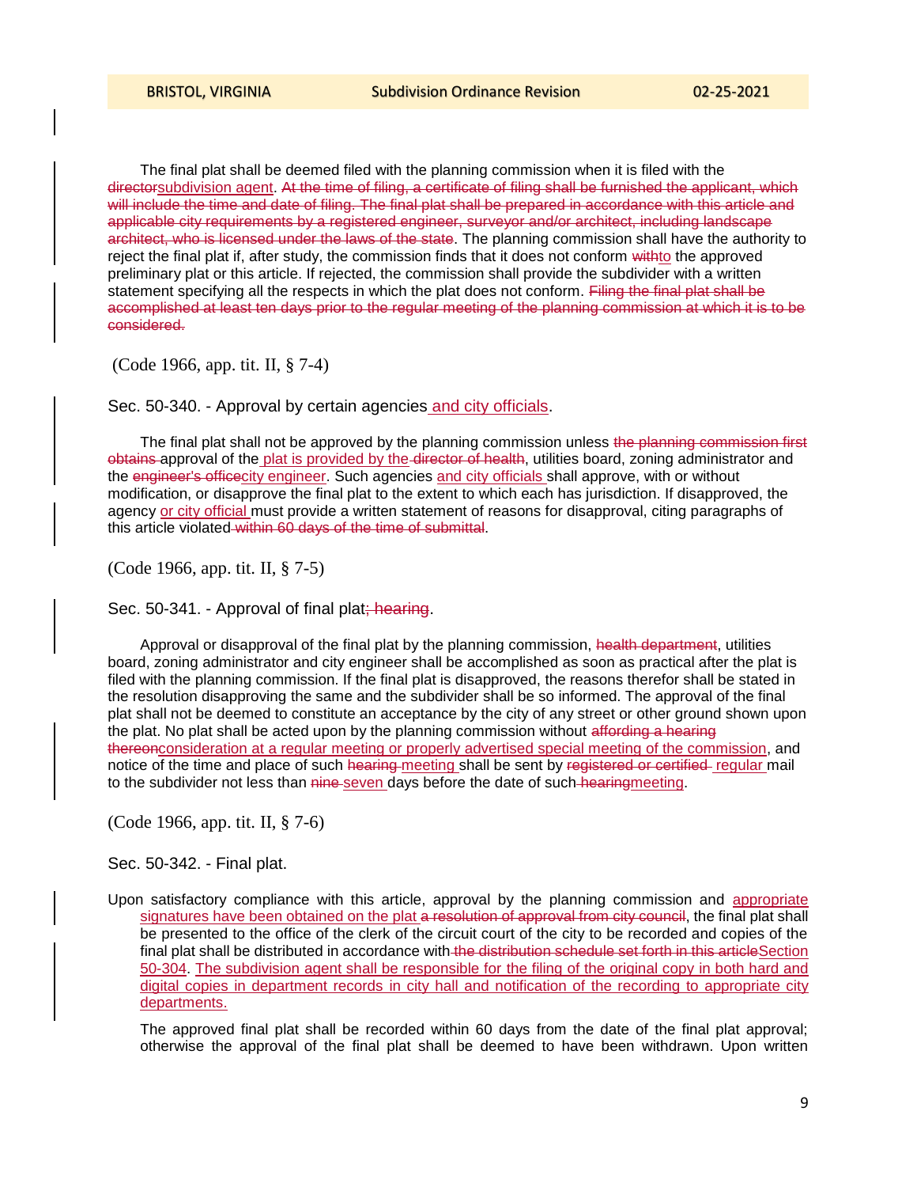The final plat shall be deemed filed with the planning commission when it is filed with the ~~director~~<u>subdivision agent</u>. ~~At the time of filing, a certificate of filing shall be furnished the applicant, which will include the time and date of filing. The final plat shall be prepared in accordance with this article and applicable city requirements by a registered engineer, surveyor and/or architect, including landscape architect, who is licensed under the laws of the state~~. The planning commission shall have the authority to reject the final plat if, after study, the commission finds that it does not conform ~~with~~<u>to</u> the approved preliminary plat or this article. If rejected, the commission shall provide the subdivider with a written statement specifying all the respects in which the plat does not conform. ~~Filing the final plat shall be accomplished at least ten days prior to the regular meeting of the planning commission at which it is to be considered.~~

(Code 1966, app. tit. II, § 7-4)

Sec. 50-340. - Approval by certain agencies<u> and city officials</u>.

The final plat shall not be approved by the planning commission unless ~~the planning commission first obtains~~ approval of the<u> plat is provided by the</u>~~ director of health~~, utilities board, zoning administrator and the ~~engineer's office~~<u>city engineer</u>. Such agencies <u>and city officials </u>shall approve, with or without modification, or disapprove the final plat to the extent to which each has jurisdiction. If disapproved, the agency <u>or city official </u>must provide a written statement of reasons for disapproval, citing paragraphs of this article violated~~ within 60 days of the time of submittal~~.

(Code 1966, app. tit. II, § 7-5)

Sec. 50-341. - Approval of final plat~~; hearing~~.

Approval or disapproval of the final plat by the planning commission, ~~health department~~, utilities board, zoning administrator and city engineer shall be accomplished as soon as practical after the plat is filed with the planning commission. If the final plat is disapproved, the reasons therefor shall be stated in the resolution disapproving the same and the subdivider shall be so informed. The approval of the final plat shall not be deemed to constitute an acceptance by the city of any street or other ground shown upon the plat. No plat shall be acted upon by the planning commission without ~~affording a hearing thereon~~<u>consideration at a regular meeting or properly advertised special meeting of the commission</u>, and notice of the time and place of such ~~hearing~~ <u>meeting </u>shall be sent by ~~registered or certified~~ <u>regular </u>mail to the subdivider not less than ~~nine~~ <u>seven </u>days before the date of such~~ hearing~~<u>meeting</u>.

(Code 1966, app. tit. II, § 7-6)

Sec. 50-342. - Final plat.

Upon satisfactory compliance with this article, approval by the planning commission and <u>appropriate signatures have been obtained on the plat</u> ~~a resolution of approval from city council~~, the final plat shall be presented to the office of the clerk of the circuit court of the city to be recorded and copies of the final plat shall be distributed in accordance with~~ the distribution schedule set forth in this article~~<u>Section 50-304</u>. <u>The subdivision agent shall be responsible for the filing of the original copy in both hard and digital copies in department records in city hall and notification of the recording to appropriate city departments.</u>

The approved final plat shall be recorded within 60 days from the date of the final plat approval; otherwise the approval of the final plat shall be deemed to have been withdrawn. Upon written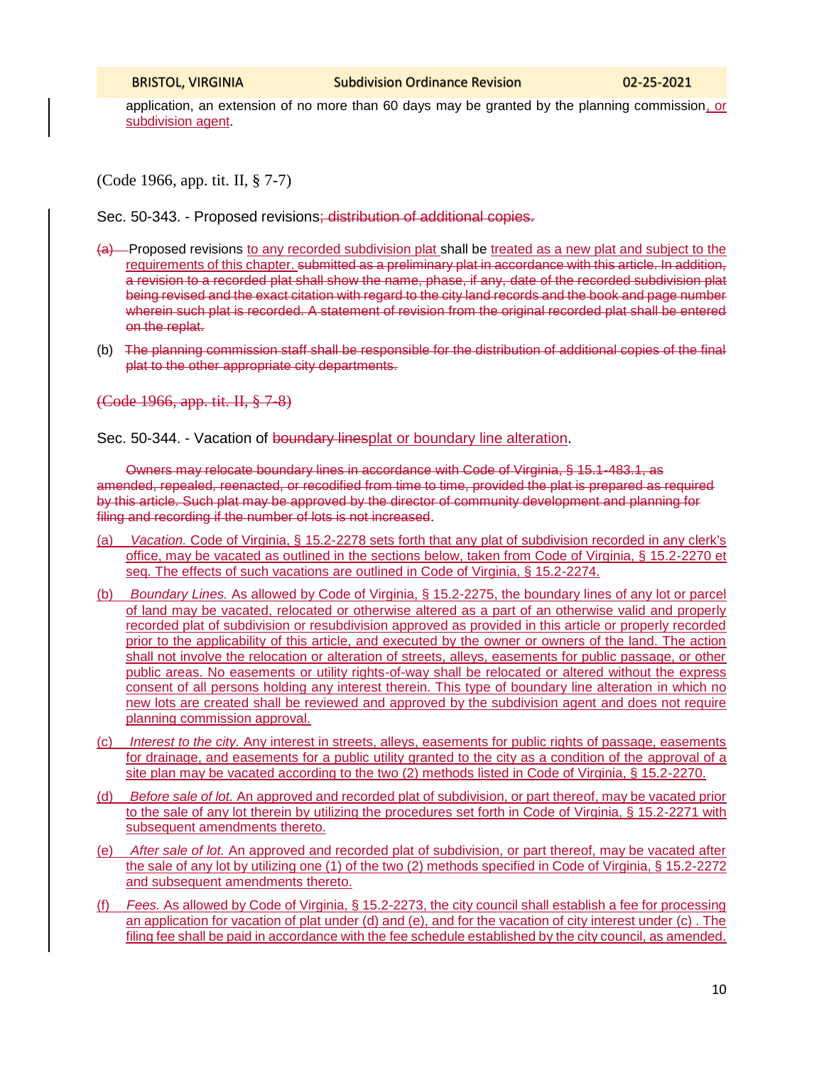application, an extension of no more than 60 days may be granted by the planning commission, or subdivision agent.

(Code 1966, app. tit. II, § 7-7)

Sec. 50-343. - Proposed revisions; distribution of additional copies.

(a) Proposed revisions to any recorded subdivision plat shall be treated as a new plat and subject to the requirements of this chapter. submitted as a preliminary plat in accordance with this article. In addition, a revision to a recorded plat shall show the name, phase, if any, date of the recorded subdivision plat being revised and the exact citation with regard to the city land records and the book and page number wherein such plat is recorded. A statement of revision from the original recorded plat shall be entered on the replat.

(b) The planning commission staff shall be responsible for the distribution of additional copies of the final plat to the other appropriate city departments.

(Code 1966, app. tit. II, § 7-8)

Sec. 50-344. - Vacation of boundary linesplat or boundary line alteration.

Owners may relocate boundary lines in accordance with Code of Virginia, § 15.1-483.1, as amended, repealed, reenacted, or recodified from time to time, provided the plat is prepared as required by this article. Such plat may be approved by the director of community development and planning for filing and recording if the number of lots is not increased.

(a) *Vacation.* Code of Virginia, § 15.2-2278 sets forth that any plat of subdivision recorded in any clerk's office, may be vacated as outlined in the sections below, taken from Code of Virginia, § 15.2-2270 et seq. The effects of such vacations are outlined in Code of Virginia, § 15.2-2274.

(b) *Boundary Lines.* As allowed by Code of Virginia, § 15.2-2275, the boundary lines of any lot or parcel of land may be vacated, relocated or otherwise altered as a part of an otherwise valid and properly recorded plat of subdivision or resubdivision approved as provided in this article or properly recorded prior to the applicability of this article, and executed by the owner or owners of the land. The action shall not involve the relocation or alteration of streets, alleys, easements for public passage, or other public areas. No easements or utility rights-of-way shall be relocated or altered without the express consent of all persons holding any interest therein. This type of boundary line alteration in which no new lots are created shall be reviewed and approved by the subdivision agent and does not require planning commission approval.

(c) *Interest to the city.* Any interest in streets, alleys, easements for public rights of passage, easements for drainage, and easements for a public utility granted to the city as a condition of the approval of a site plan may be vacated according to the two (2) methods listed in Code of Virginia, § 15.2-2270.

(d) *Before sale of lot.* An approved and recorded plat of subdivision, or part thereof, may be vacated prior to the sale of any lot therein by utilizing the procedures set forth in Code of Virginia, § 15.2-2271 with subsequent amendments thereto.

(e) *After sale of lot.* An approved and recorded plat of subdivision, or part thereof, may be vacated after the sale of any lot by utilizing one (1) of the two (2) methods specified in Code of Virginia, § 15.2-2272 and subsequent amendments thereto.

(f) *Fees.* As allowed by Code of Virginia, § 15.2-2273, the city council shall establish a fee for processing an application for vacation of plat under (d) and (e), and for the vacation of city interest under (c) . The filing fee shall be paid in accordance with the fee schedule established by the city council, as amended.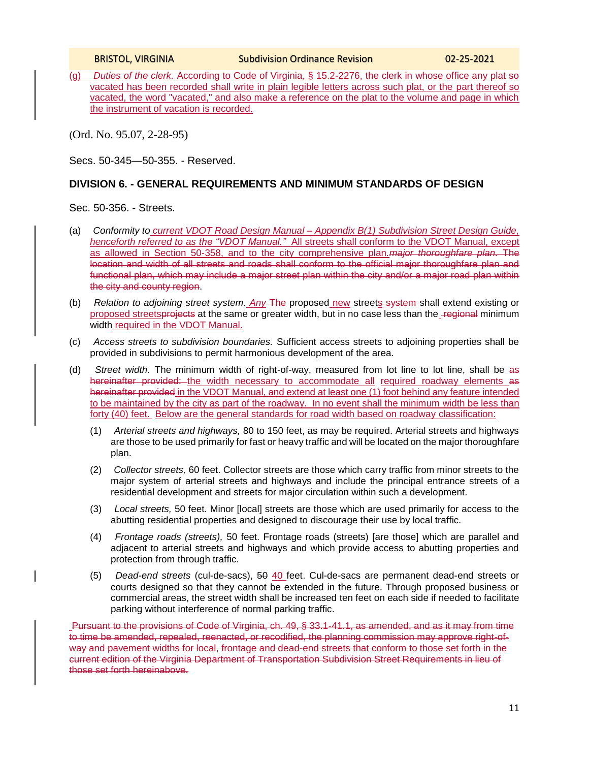(g) *Duties of the clerk.* According to Code of Virginia, § 15.2-2276, the clerk in whose office any plat so vacated has been recorded shall write in plain legible letters across such plat, or the part thereof so vacated, the word "vacated," and also make a reference on the plat to the volume and page in which the instrument of vacation is recorded.

(Ord. No. 95.07, 2-28-95)

Secs. 50-345—50-355. - Reserved.

### DIVISION 6. - GENERAL REQUIREMENTS AND MINIMUM STANDARDS OF DESIGN

Sec. 50-356. - Streets.

(a) *Conformity to current VDOT Road Design Manual – Appendix B(1) Subdivision Street Design Guide, henceforth referred to as the "VDOT Manual."* All streets shall conform to the VDOT Manual, except as allowed in Section 50-358, and to the city comprehensive plan.~~*major thoroughfare plan.* The location and width of all streets and roads shall conform to the official major thoroughfare plan and functional plan, which may include a major street plan within the city and/or a major road plan within the city and county region~~.

(b) *Relation to adjoining street system. Any* ~~The~~ proposed new streets ~~system~~ shall extend existing or proposed streets~~projects~~ at the same or greater width, but in no case less than the ~~regional~~ minimum width required in the VDOT Manual.

(c) *Access streets to subdivision boundaries.* Sufficient access streets to adjoining properties shall be provided in subdivisions to permit harmonious development of the area.

(d) *Street width.* The minimum width of right-of-way, measured from lot line to lot line, shall be ~~as hereinafter provided:~~ the width necessary to accommodate all required roadway elements ~~as hereinafter provided~~ in the VDOT Manual, and extend at least one (1) foot behind any feature intended to be maintained by the city as part of the roadway. In no event shall the minimum width be less than forty (40) feet. Below are the general standards for road width based on roadway classification:

(1) *Arterial streets and highways,* 80 to 150 feet, as may be required. Arterial streets and highways are those to be used primarily for fast or heavy traffic and will be located on the major thoroughfare plan.

(2) *Collector streets,* 60 feet. Collector streets are those which carry traffic from minor streets to the major system of arterial streets and highways and include the principal entrance streets of a residential development and streets for major circulation within such a development.

(3) *Local streets,* 50 feet. Minor [local] streets are those which are used primarily for access to the abutting residential properties and designed to discourage their use by local traffic.

(4) *Frontage roads (streets),* 50 feet. Frontage roads (streets) [are those] which are parallel and adjacent to arterial streets and highways and which provide access to abutting properties and protection from through traffic.

(5) *Dead-end streets* (cul-de-sacs), ~~50~~ 40 feet. Cul-de-sacs are permanent dead-end streets or courts designed so that they cannot be extended in the future. Through proposed business or commercial areas, the street width shall be increased ten feet on each side if needed to facilitate parking without interference of normal parking traffic.

~~Pursuant to the provisions of Code of Virginia, ch. 49, § 33.1-41.1, as amended, and as it may from time to time be amended, repealed, reenacted, or recodified, the planning commission may approve right-of-way and pavement widths for local, frontage and dead-end streets that conform to those set forth in the current edition of the Virginia Department of Transportation Subdivision Street Requirements in lieu of those set forth hereinabove.~~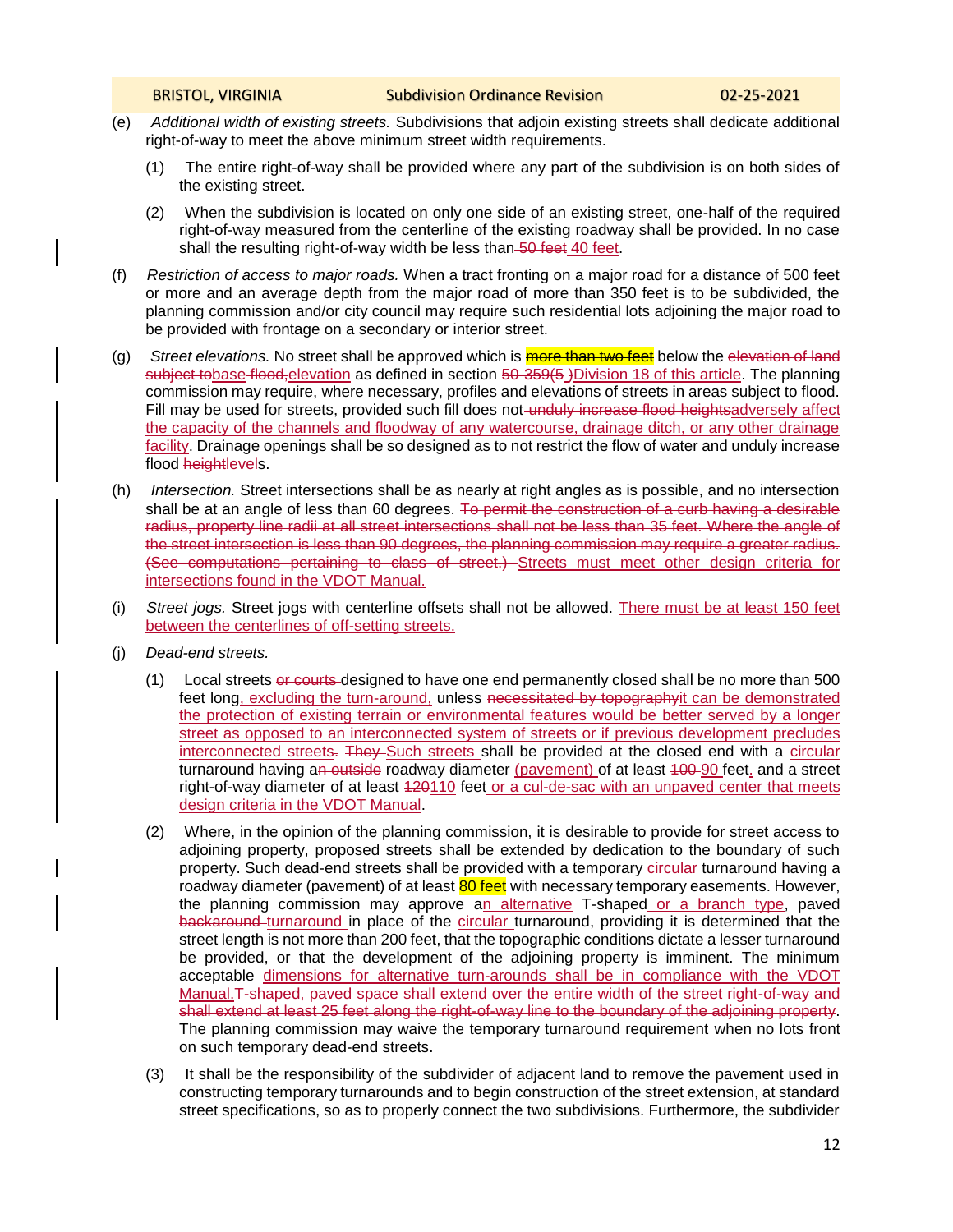(e) *Additional width of existing streets.* Subdivisions that adjoin existing streets shall dedicate additional right-of-way to meet the above minimum street width requirements.

(1) The entire right-of-way shall be provided where any part of the subdivision is on both sides of the existing street.

(2) When the subdivision is located on only one side of an existing street, one-half of the required right-of-way measured from the centerline of the existing roadway shall be provided. In no case shall the resulting right-of-way width be less than ~~50 feet~~ 40 feet.

(f) *Restriction of access to major roads.* When a tract fronting on a major road for a distance of 500 feet or more and an average depth from the major road of more than 350 feet is to be subdivided, the planning commission and/or city council may require such residential lots adjoining the major road to be provided with frontage on a secondary or interior street.

(g) *Street elevations.* No street shall be approved which is ~~more than two feet~~ below the ~~elevation of land subject to~~base ~~flood,~~elevation as defined in section ~~50-359(5 )~~Division 18 of this article. The planning commission may require, where necessary, profiles and elevations of streets in areas subject to flood. Fill may be used for streets, provided such fill does not ~~unduly increase flood heights~~adversely affect the capacity of the channels and floodway of any watercourse, drainage ditch, or any other drainage facility. Drainage openings shall be so designed as to not restrict the flow of water and unduly increase flood ~~height~~levels.

(h) *Intersection.* Street intersections shall be as nearly at right angles as is possible, and no intersection shall be at an angle of less than 60 degrees. ~~To permit the construction of a curb having a desirable radius, property line radii at all street intersections shall not be less than 35 feet. Where the angle of the street intersection is less than 90 degrees, the planning commission may require a greater radius. (See computations pertaining to class of street.)~~ Streets must meet other design criteria for intersections found in the VDOT Manual.

(i) *Street jogs.* Street jogs with centerline offsets shall not be allowed. There must be at least 150 feet between the centerlines of off-setting streets.

(j) *Dead-end streets.*

(1) Local streets ~~or courts~~ designed to have one end permanently closed shall be no more than 500 feet long, excluding the turn-around, unless ~~necessitated by topography~~it can be demonstrated the protection of existing terrain or environmental features would be better served by a longer street as opposed to an interconnected system of streets or if previous development precludes interconnected streets~~.~~ ~~They~~ Such streets shall be provided at the closed end with a circular turnaround having a~~n outside~~ roadway diameter (pavement) of at least ~~100~~ 90 feet~~.~~ and a street right-of-way diameter of at least ~~120~~110 feet or a cul-de-sac with an unpaved center that meets design criteria in the VDOT Manual.

(2) Where, in the opinion of the planning commission, it is desirable to provide for street access to adjoining property, proposed streets shall be extended by dedication to the boundary of such property. Such dead-end streets shall be provided with a temporary circular turnaround having a roadway diameter (pavement) of at least 80 feet with necessary temporary easements. However, the planning commission may approve an alternative T-shaped or a branch type, paved ~~backaround~~ turnaround in place of the circular turnaround, providing it is determined that the street length is not more than 200 feet, that the topographic conditions dictate a lesser turnaround be provided, or that the development of the adjoining property is imminent. The minimum acceptable dimensions for alternative turn-arounds shall be in compliance with the VDOT Manual.~~T-shaped, paved space shall extend over the entire width of the street right-of-way and shall extend at least 25 feet along the right-of-way line to the boundary of the adjoining property~~. The planning commission may waive the temporary turnaround requirement when no lots front on such temporary dead-end streets.

(3) It shall be the responsibility of the subdivider of adjacent land to remove the pavement used in constructing temporary turnarounds and to begin construction of the street extension, at standard street specifications, so as to properly connect the two subdivisions. Furthermore, the subdivider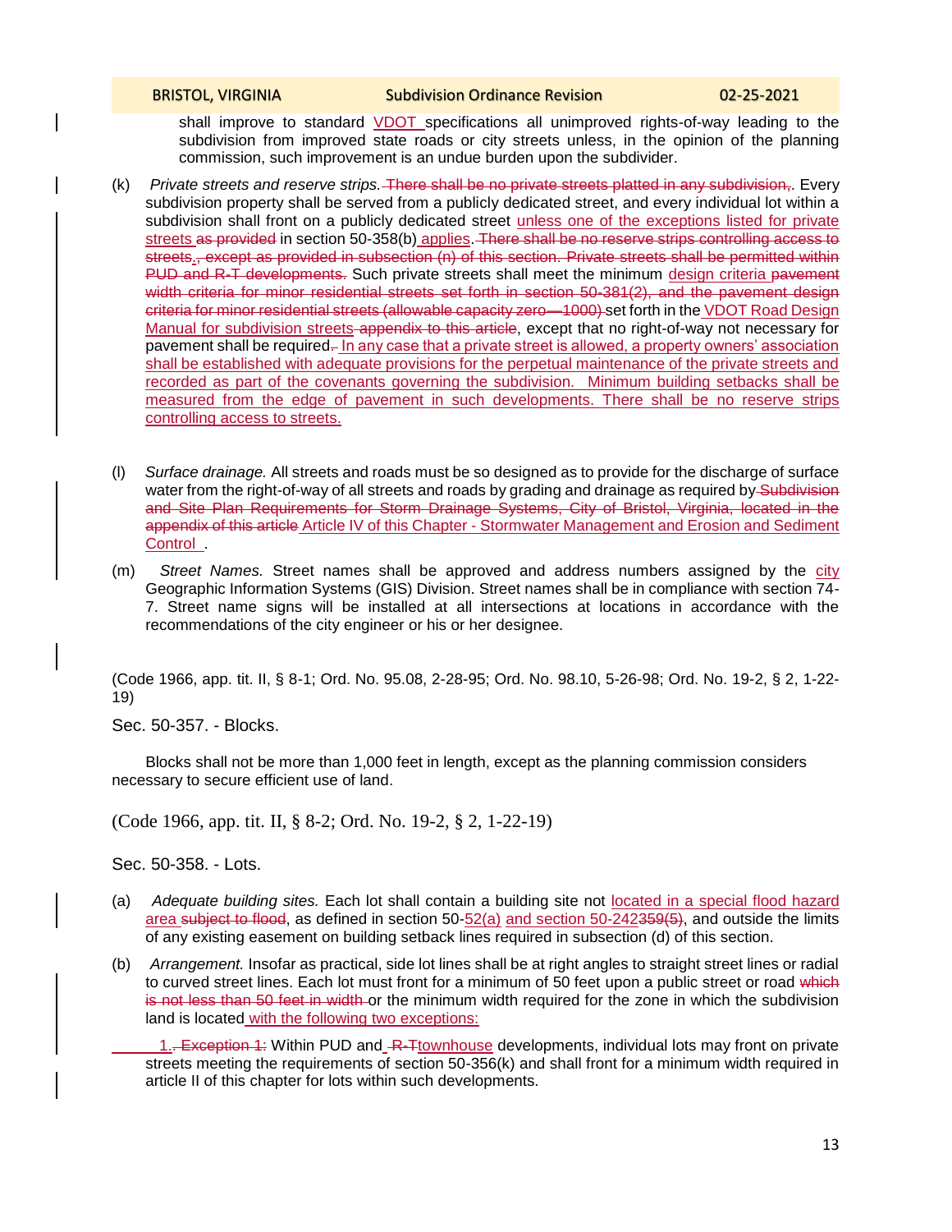shall improve to standard VDOT specifications all unimproved rights-of-way leading to the subdivision from improved state roads or city streets unless, in the opinion of the planning commission, such improvement is an undue burden upon the subdivider.

(k) *Private streets and reserve strips.* ~~There shall be no private streets platted in any subdivision,~~. Every subdivision property shall be served from a publicly dedicated street, and every individual lot within a subdivision shall front on a publicly dedicated street unless one of the exceptions listed for private streets ~~as provided~~ in section 50-358(b) applies. ~~There shall be no reserve strips controlling access to streets.~~, ~~except as provided in subsection (n) of this section. Private streets shall be permitted within PUD and R-T developments.~~ Such private streets shall meet the minimum design criteria ~~pavement width criteria for minor residential streets set forth in section 50-381(2), and the pavement design criteria for minor residential streets (allowable capacity zero—1000)~~ set forth in the VDOT Road Design Manual for subdivision streets ~~appendix to this article~~, except that no right-of-way not necessary for pavement shall be required~~.~~ In any case that a private street is allowed, a property owners' association shall be established with adequate provisions for the perpetual maintenance of the private streets and recorded as part of the covenants governing the subdivision. Minimum building setbacks shall be measured from the edge of pavement in such developments. There shall be no reserve strips controlling access to streets.

(l) *Surface drainage.* All streets and roads must be so designed as to provide for the discharge of surface water from the right-of-way of all streets and roads by grading and drainage as required by ~~Subdivision and Site Plan Requirements for Storm Drainage Systems, City of Bristol, Virginia, located in the appendix of this article~~ Article IV of this Chapter - Stormwater Management and Erosion and Sediment Control .

(m) *Street Names.* Street names shall be approved and address numbers assigned by the city Geographic Information Systems (GIS) Division. Street names shall be in compliance with section 74-7. Street name signs will be installed at all intersections at locations in accordance with the recommendations of the city engineer or his or her designee.

(Code 1966, app. tit. II, § 8-1; Ord. No. 95.08, 2-28-95; Ord. No. 98.10, 5-26-98; Ord. No. 19-2, § 2, 1-22-19)

Sec. 50-357. - Blocks.

Blocks shall not be more than 1,000 feet in length, except as the planning commission considers necessary to secure efficient use of land.

(Code 1966, app. tit. II, § 8-2; Ord. No. 19-2, § 2, 1-22-19)

Sec. 50-358. - Lots.

(a) *Adequate building sites.* Each lot shall contain a building site not located in a special flood hazard area ~~subject to flood~~, as defined in section 50-52(a) and section 50-242~~359(5)~~, and outside the limits of any existing easement on building setback lines required in subsection (d) of this section.

(b) *Arrangement.* Insofar as practical, side lot lines shall be at right angles to straight street lines or radial to curved street lines. Each lot must front for a minimum of 50 feet upon a public street or road ~~which is not less than 50 feet in width~~ or the minimum width required for the zone in which the subdivision land is located with the following two exceptions:

1.~~. Exception 1:~~ Within PUD and ~~R-T~~townhouse developments, individual lots may front on private streets meeting the requirements of section 50-356(k) and shall front for a minimum width required in article II of this chapter for lots within such developments.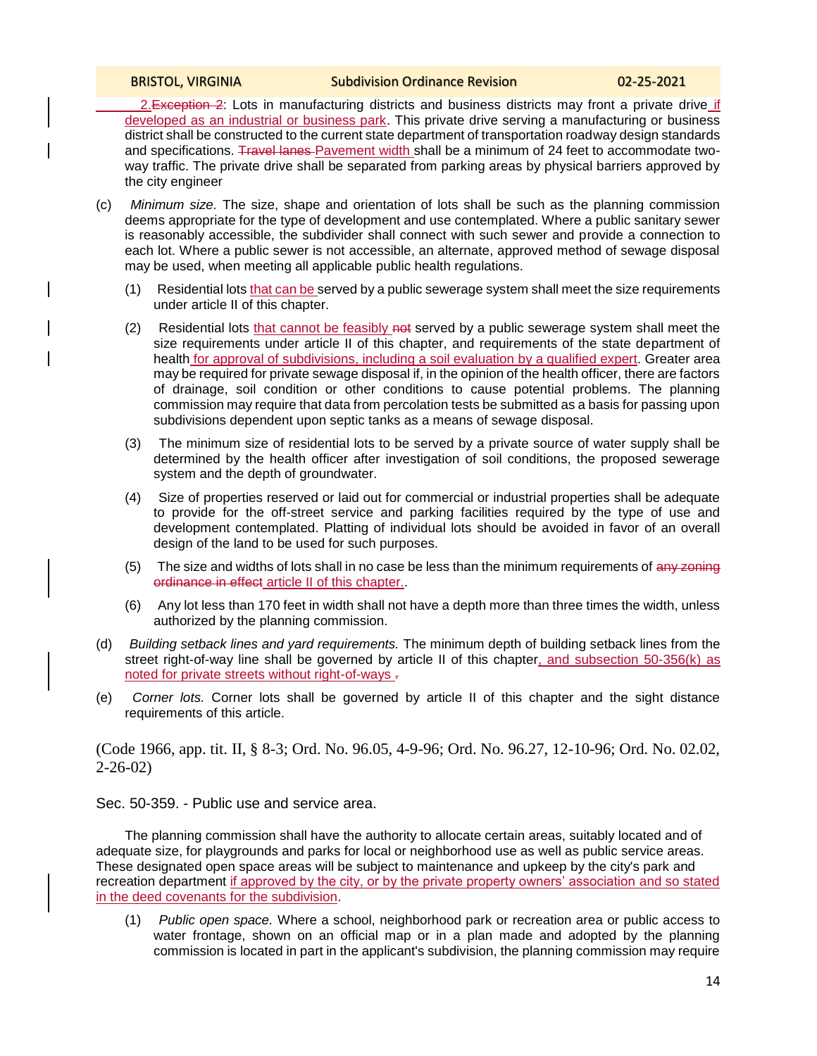2.~~Exception 2~~: Lots in manufacturing districts and business districts may front a private drive if developed as an industrial or business park. This private drive serving a manufacturing or business district shall be constructed to the current state department of transportation roadway design standards and specifications. ~~Travel lanes~~ Pavement width shall be a minimum of 24 feet to accommodate two-way traffic. The private drive shall be separated from parking areas by physical barriers approved by the city engineer

(c) *Minimum size.* The size, shape and orientation of lots shall be such as the planning commission deems appropriate for the type of development and use contemplated. Where a public sanitary sewer is reasonably accessible, the subdivider shall connect with such sewer and provide a connection to each lot. Where a public sewer is not accessible, an alternate, approved method of sewage disposal may be used, when meeting all applicable public health regulations.

(1) Residential lots that can be served by a public sewerage system shall meet the size requirements under article II of this chapter.

(2) Residential lots that cannot be feasibly ~~not~~ served by a public sewerage system shall meet the size requirements under article II of this chapter, and requirements of the state department of health for approval of subdivisions, including a soil evaluation by a qualified expert. Greater area may be required for private sewage disposal if, in the opinion of the health officer, there are factors of drainage, soil condition or other conditions to cause potential problems. The planning commission may require that data from percolation tests be submitted as a basis for passing upon subdivisions dependent upon septic tanks as a means of sewage disposal.

(3) The minimum size of residential lots to be served by a private source of water supply shall be determined by the health officer after investigation of soil conditions, the proposed sewerage system and the depth of groundwater.

(4) Size of properties reserved or laid out for commercial or industrial properties shall be adequate to provide for the off-street service and parking facilities required by the type of use and development contemplated. Platting of individual lots should be avoided in favor of an overall design of the land to be used for such purposes.

(5) The size and widths of lots shall in no case be less than the minimum requirements of ~~any zoning ordinance in effect~~ article II of this chapter..

(6) Any lot less than 170 feet in width shall not have a depth more than three times the width, unless authorized by the planning commission.

(d) *Building setback lines and yard requirements.* The minimum depth of building setback lines from the street right-of-way line shall be governed by article II of this chapter, and subsection 50-356(k) as noted for private streets without right-of-ways ~~.~~

(e) *Corner lots.* Corner lots shall be governed by article II of this chapter and the sight distance requirements of this article.

(Code 1966, app. tit. II, § 8-3; Ord. No. 96.05, 4-9-96; Ord. No. 96.27, 12-10-96; Ord. No. 02.02, 2-26-02)

Sec. 50-359. - Public use and service area.

The planning commission shall have the authority to allocate certain areas, suitably located and of adequate size, for playgrounds and parks for local or neighborhood use as well as public service areas. These designated open space areas will be subject to maintenance and upkeep by the city's park and recreation department if approved by the city, or by the private property owners' association and so stated in the deed covenants for the subdivision.

(1) *Public open space.* Where a school, neighborhood park or recreation area or public access to water frontage, shown on an official map or in a plan made and adopted by the planning commission is located in part in the applicant's subdivision, the planning commission may require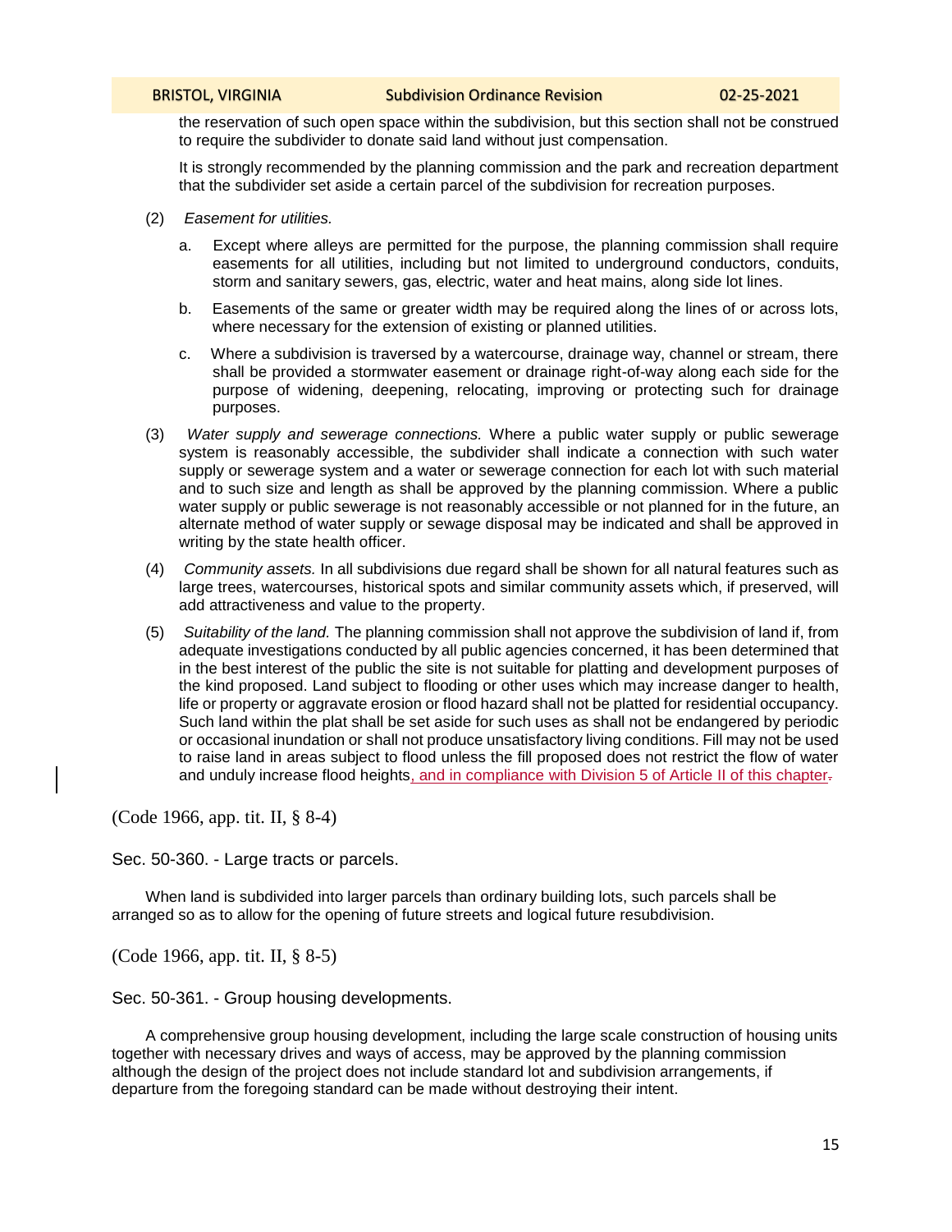the reservation of such open space within the subdivision, but this section shall not be construed to require the subdivider to donate said land without just compensation.

It is strongly recommended by the planning commission and the park and recreation department that the subdivider set aside a certain parcel of the subdivision for recreation purposes.

(2) *Easement for utilities.*

a. Except where alleys are permitted for the purpose, the planning commission shall require easements for all utilities, including but not limited to underground conductors, conduits, storm and sanitary sewers, gas, electric, water and heat mains, along side lot lines.

b. Easements of the same or greater width may be required along the lines of or across lots, where necessary for the extension of existing or planned utilities.

c. Where a subdivision is traversed by a watercourse, drainage way, channel or stream, there shall be provided a stormwater easement or drainage right-of-way along each side for the purpose of widening, deepening, relocating, improving or protecting such for drainage purposes.

(3) *Water supply and sewerage connections.* Where a public water supply or public sewerage system is reasonably accessible, the subdivider shall indicate a connection with such water supply or sewerage system and a water or sewerage connection for each lot with such material and to such size and length as shall be approved by the planning commission. Where a public water supply or public sewerage is not reasonably accessible or not planned for in the future, an alternate method of water supply or sewage disposal may be indicated and shall be approved in writing by the state health officer.

(4) *Community assets.* In all subdivisions due regard shall be shown for all natural features such as large trees, watercourses, historical spots and similar community assets which, if preserved, will add attractiveness and value to the property.

(5) *Suitability of the land.* The planning commission shall not approve the subdivision of land if, from adequate investigations conducted by all public agencies concerned, it has been determined that in the best interest of the public the site is not suitable for platting and development purposes of the kind proposed. Land subject to flooding or other uses which may increase danger to health, life or property or aggravate erosion or flood hazard shall not be platted for residential occupancy. Such land within the plat shall be set aside for such uses as shall not be endangered by periodic or occasional inundation or shall not produce unsatisfactory living conditions. Fill may not be used to raise land in areas subject to flood unless the fill proposed does not restrict the flow of water and unduly increase flood heights, and in compliance with Division 5 of Article II of this chapter.

(Code 1966, app. tit. II, § 8-4)

Sec. 50-360. - Large tracts or parcels.

When land is subdivided into larger parcels than ordinary building lots, such parcels shall be arranged so as to allow for the opening of future streets and logical future resubdivision.

(Code 1966, app. tit. II, § 8-5)

Sec. 50-361. - Group housing developments.

A comprehensive group housing development, including the large scale construction of housing units together with necessary drives and ways of access, may be approved by the planning commission although the design of the project does not include standard lot and subdivision arrangements, if departure from the foregoing standard can be made without destroying their intent.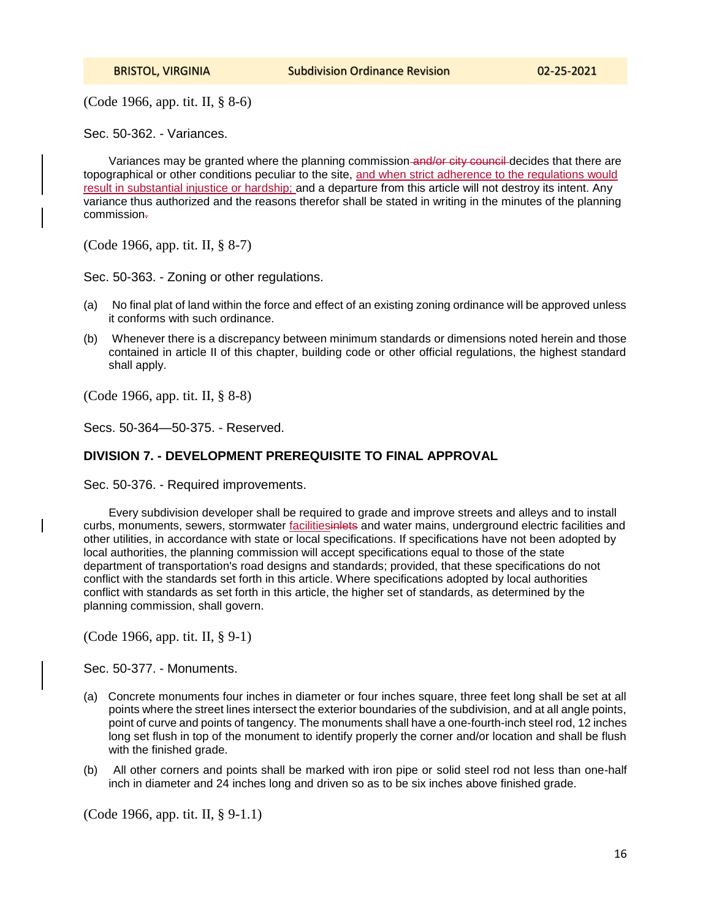(Code 1966, app. tit. II, § 8-6)

Sec. 50-362. - Variances.

Variances may be granted where the planning commission ~~and/or city council~~ decides that there are topographical or other conditions peculiar to the site, and when strict adherence to the regulations would result in substantial injustice or hardship; and a departure from this article will not destroy its intent. Any variance thus authorized and the reasons therefor shall be stated in writing in the minutes of the planning commission~~.~~

(Code 1966, app. tit. II, § 8-7)

Sec. 50-363. - Zoning or other regulations.

(a) No final plat of land within the force and effect of an existing zoning ordinance will be approved unless it conforms with such ordinance.

(b) Whenever there is a discrepancy between minimum standards or dimensions noted herein and those contained in article II of this chapter, building code or other official regulations, the highest standard shall apply.

(Code 1966, app. tit. II, § 8-8)

Secs. 50-364—50-375. - Reserved.

## DIVISION 7. - DEVELOPMENT PREREQUISITE TO FINAL APPROVAL

Sec. 50-376. - Required improvements.

Every subdivision developer shall be required to grade and improve streets and alleys and to install curbs, monuments, sewers, stormwater facilities~~inlets~~ and water mains, underground electric facilities and other utilities, in accordance with state or local specifications. If specifications have not been adopted by local authorities, the planning commission will accept specifications equal to those of the state department of transportation's road designs and standards; provided, that these specifications do not conflict with the standards set forth in this article. Where specifications adopted by local authorities conflict with standards as set forth in this article, the higher set of standards, as determined by the planning commission, shall govern.

(Code 1966, app. tit. II, § 9-1)

Sec. 50-377. - Monuments.

(a) Concrete monuments four inches in diameter or four inches square, three feet long shall be set at all points where the street lines intersect the exterior boundaries of the subdivision, and at all angle points, point of curve and points of tangency. The monuments shall have a one-fourth-inch steel rod, 12 inches long set flush in top of the monument to identify properly the corner and/or location and shall be flush with the finished grade.

(b) All other corners and points shall be marked with iron pipe or solid steel rod not less than one-half inch in diameter and 24 inches long and driven so as to be six inches above finished grade.

(Code 1966, app. tit. II, § 9-1.1)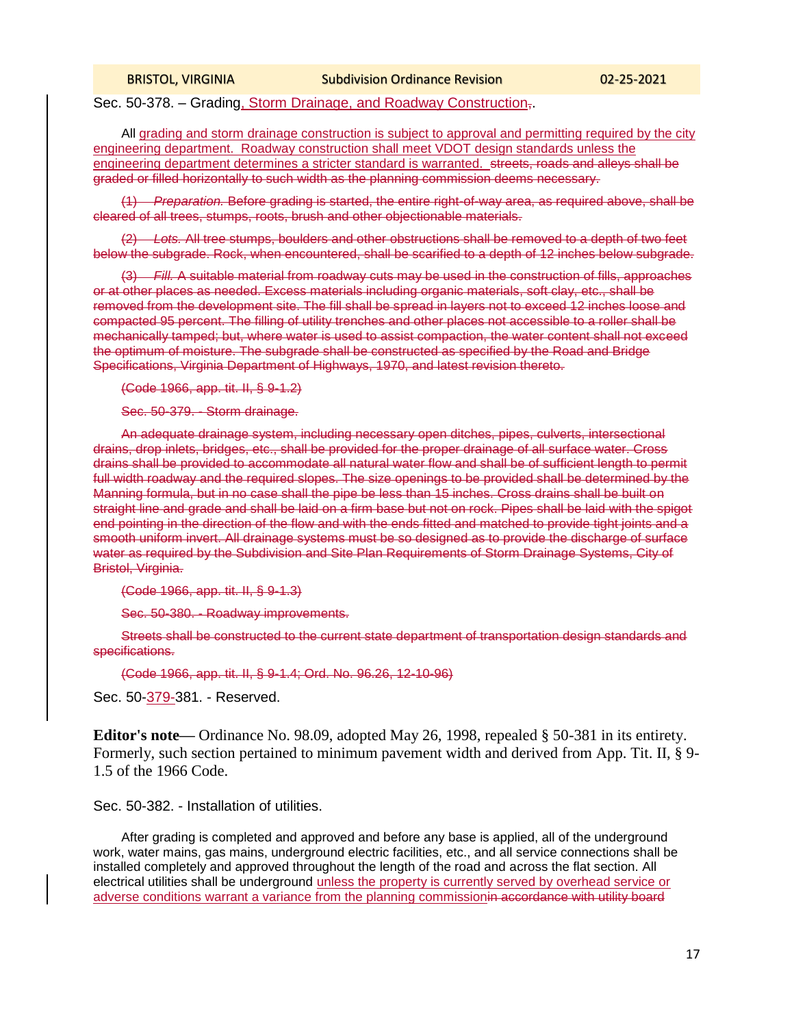Sec. 50-378. – Grading, Storm Drainage, and Roadway Construction,.

All grading and storm drainage construction is subject to approval and permitting required by the city engineering department. Roadway construction shall meet VDOT design standards unless the engineering department determines a stricter standard is warranted. ~~streets, roads and alleys shall be graded or filled horizontally to such width as the planning commission deems necessary.~~

~~(1) *Preparation.* Before grading is started, the entire right-of-way area, as required above, shall be cleared of all trees, stumps, roots, brush and other objectionable materials.~~

~~(2) *Lots.* All tree stumps, boulders and other obstructions shall be removed to a depth of two feet below the subgrade. Rock, when encountered, shall be scarified to a depth of 12 inches below subgrade.~~

~~(3) *Fill.* A suitable material from roadway cuts may be used in the construction of fills, approaches or at other places as needed. Excess materials including organic materials, soft clay, etc., shall be removed from the development site. The fill shall be spread in layers not to exceed 12 inches loose and compacted 95 percent. The filling of utility trenches and other places not accessible to a roller shall be mechanically tamped; but, where water is used to assist compaction, the water content shall not exceed the optimum of moisture. The subgrade shall be constructed as specified by the Road and Bridge Specifications, Virginia Department of Highways, 1970, and latest revision thereto.~~

~~(Code 1966, app. tit. II, § 9-1.2)~~

~~Sec. 50-379. - Storm drainage.~~

~~An adequate drainage system, including necessary open ditches, pipes, culverts, intersectional drains, drop inlets, bridges, etc., shall be provided for the proper drainage of all surface water. Cross drains shall be provided to accommodate all natural water flow and shall be of sufficient length to permit full width roadway and the required slopes. The size openings to be provided shall be determined by the Manning formula, but in no case shall the pipe be less than 15 inches. Cross drains shall be built on straight line and grade and shall be laid on a firm base but not on rock. Pipes shall be laid with the spigot end pointing in the direction of the flow and with the ends fitted and matched to provide tight joints and a smooth uniform invert. All drainage systems must be so designed as to provide the discharge of surface water as required by the Subdivision and Site Plan Requirements of Storm Drainage Systems, City of Bristol, Virginia.~~

~~(Code 1966, app. tit. II, § 9-1.3)~~

~~Sec. 50-380. - Roadway improvements.~~

~~Streets shall be constructed to the current state department of transportation design standards and specifications.~~

~~(Code 1966, app. tit. II, § 9-1.4; Ord. No. 96.26, 12-10-96)~~

Sec. 50-379-381. - Reserved.

**Editor's note—** Ordinance No. 98.09, adopted May 26, 1998, repealed § 50-381 in its entirety. Formerly, such section pertained to minimum pavement width and derived from App. Tit. II, § 9-1.5 of the 1966 Code.

Sec. 50-382. - Installation of utilities.

After grading is completed and approved and before any base is applied, all of the underground work, water mains, gas mains, underground electric facilities, etc., and all service connections shall be installed completely and approved throughout the length of the road and across the flat section. All electrical utilities shall be underground unless the property is currently served by overhead service or adverse conditions warrant a variance from the planning commission~~in accordance with utility board~~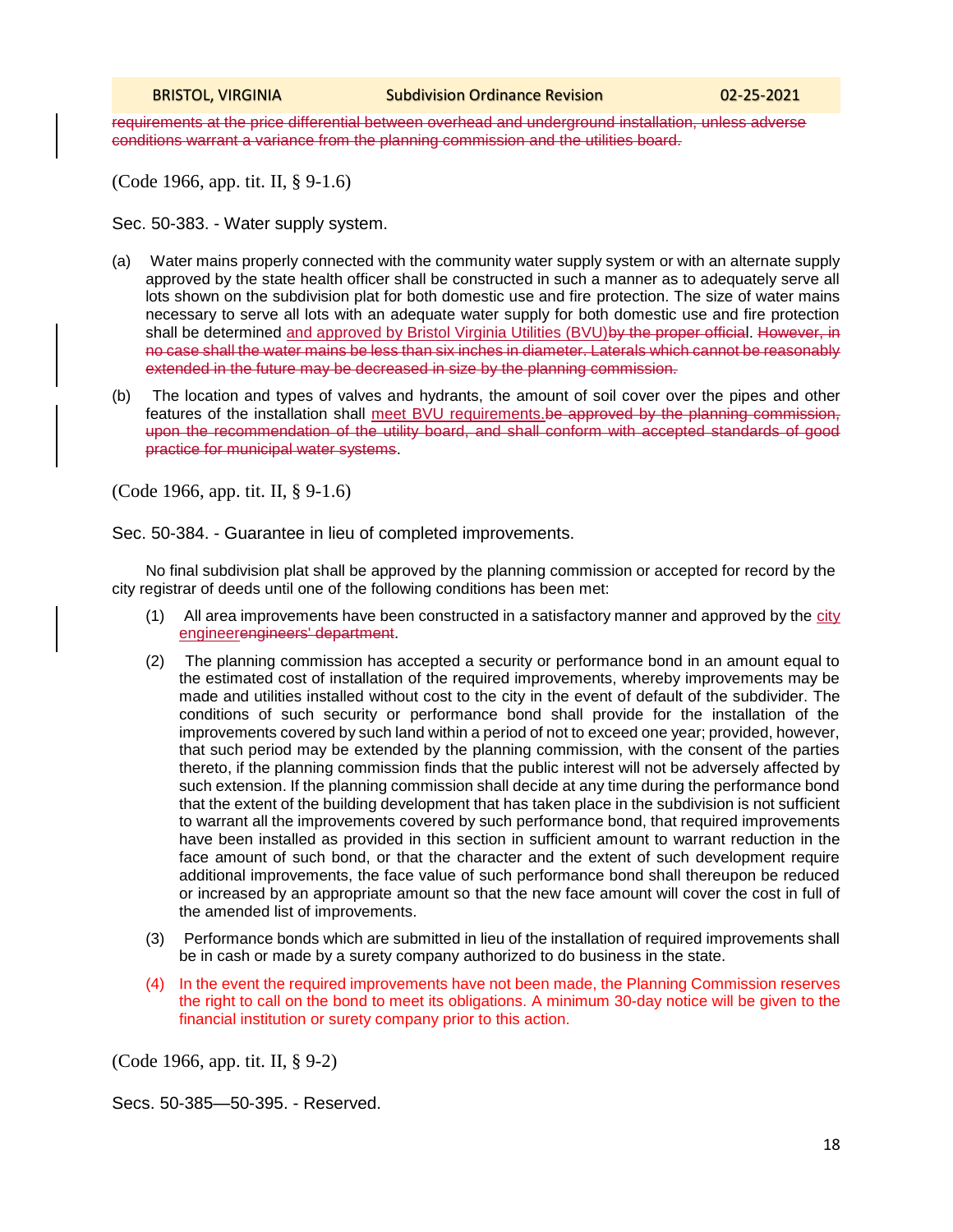requirements at the price differential between overhead and underground installation, unless adverse conditions warrant a variance from the planning commission and the utilities board.

(Code 1966, app. tit. II, § 9-1.6)

Sec. 50-383. - Water supply system.

(a) Water mains properly connected with the community water supply system or with an alternate supply approved by the state health officer shall be constructed in such a manner as to adequately serve all lots shown on the subdivision plat for both domestic use and fire protection. The size of water mains necessary to serve all lots with an adequate water supply for both domestic use and fire protection shall be determined and approved by Bristol Virginia Utilities (BVU)by the proper official. However, in no case shall the water mains be less than six inches in diameter. Laterals which cannot be reasonably extended in the future may be decreased in size by the planning commission.

(b) The location and types of valves and hydrants, the amount of soil cover over the pipes and other features of the installation shall meet BVU requirements.be approved by the planning commission, upon the recommendation of the utility board, and shall conform with accepted standards of good practice for municipal water systems.

(Code 1966, app. tit. II, § 9-1.6)

Sec. 50-384. - Guarantee in lieu of completed improvements.

No final subdivision plat shall be approved by the planning commission or accepted for record by the city registrar of deeds until one of the following conditions has been met:

(1) All area improvements have been constructed in a satisfactory manner and approved by the city engineerengineers' department.

(2) The planning commission has accepted a security or performance bond in an amount equal to the estimated cost of installation of the required improvements, whereby improvements may be made and utilities installed without cost to the city in the event of default of the subdivider. The conditions of such security or performance bond shall provide for the installation of the improvements covered by such land within a period of not to exceed one year; provided, however, that such period may be extended by the planning commission, with the consent of the parties thereto, if the planning commission finds that the public interest will not be adversely affected by such extension. If the planning commission shall decide at any time during the performance bond that the extent of the building development that has taken place in the subdivision is not sufficient to warrant all the improvements covered by such performance bond, that required improvements have been installed as provided in this section in sufficient amount to warrant reduction in the face amount of such bond, or that the character and the extent of such development require additional improvements, the face value of such performance bond shall thereupon be reduced or increased by an appropriate amount so that the new face amount will cover the cost in full of the amended list of improvements.

(3) Performance bonds which are submitted in lieu of the installation of required improvements shall be in cash or made by a surety company authorized to do business in the state.

(4) In the event the required improvements have not been made, the Planning Commission reserves the right to call on the bond to meet its obligations. A minimum 30-day notice will be given to the financial institution or surety company prior to this action.

(Code 1966, app. tit. II, § 9-2)

Secs. 50-385—50-395. - Reserved.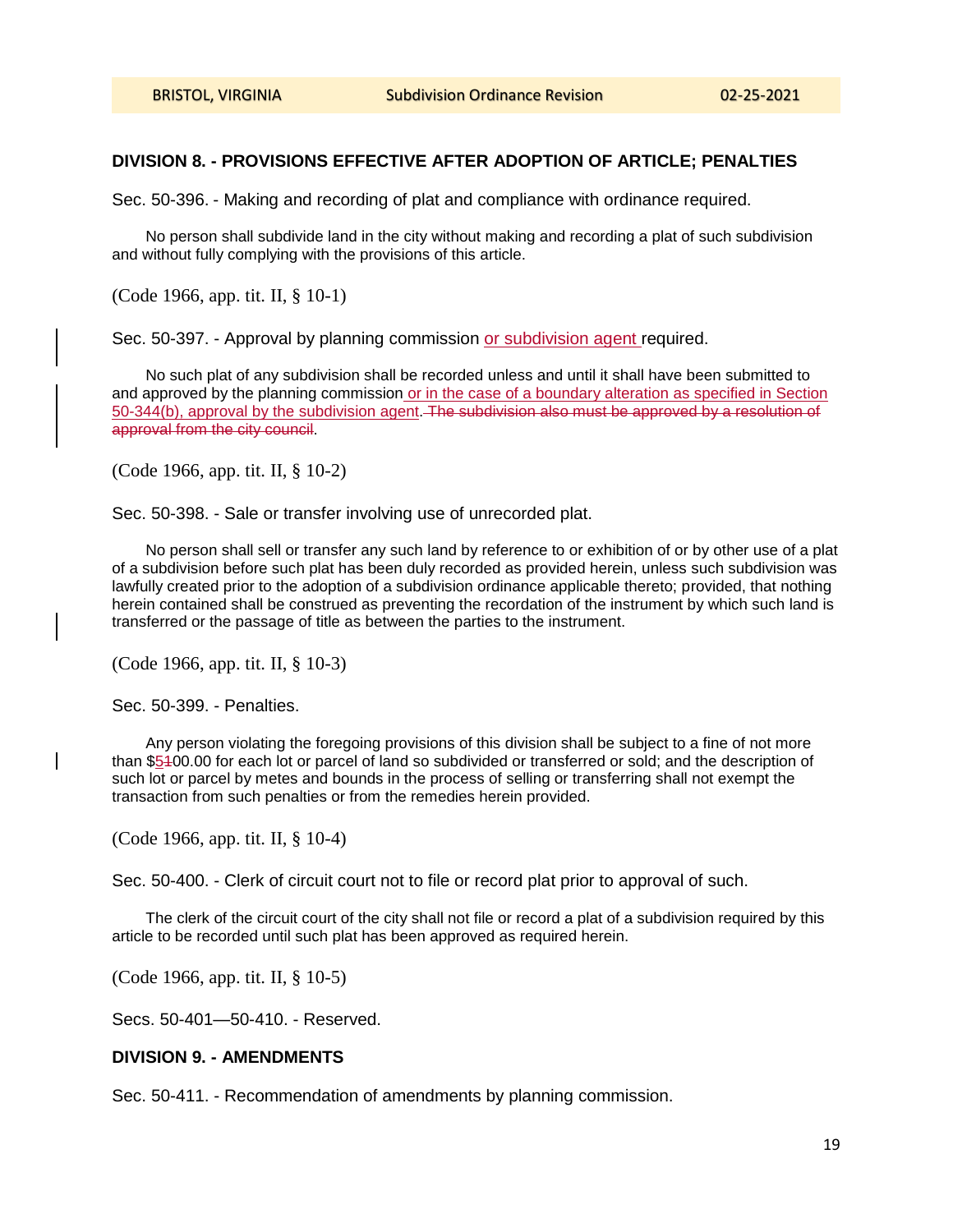## DIVISION 8. - PROVISIONS EFFECTIVE AFTER ADOPTION OF ARTICLE; PENALTIES

### Sec. 50-396. - Making and recording of plat and compliance with ordinance required.

No person shall subdivide land in the city without making and recording a plat of such subdivision and without fully complying with the provisions of this article.

(Code 1966, app. tit. II, § 10-1)

### Sec. 50-397. - Approval by planning commission <u>or subdivision agent</u> required.

No such plat of any subdivision shall be recorded unless and until it shall have been submitted to and approved by the planning commission<u> or in the case of a boundary alteration as specified in Section 50-344(b), approval by the subdivision agent</u>.~~ The subdivision also must be approved by a resolution of approval from the city council~~.

(Code 1966, app. tit. II, § 10-2)

### Sec. 50-398. - Sale or transfer involving use of unrecorded plat.

No person shall sell or transfer any such land by reference to or exhibition of or by other use of a plat of a subdivision before such plat has been duly recorded as provided herein, unless such subdivision was lawfully created prior to the adoption of a subdivision ordinance applicable thereto; provided, that nothing herein contained shall be construed as preventing the recordation of the instrument by which such land is transferred or the passage of title as between the parties to the instrument.

(Code 1966, app. tit. II, § 10-3)

### Sec. 50-399. - Penalties.

Any person violating the foregoing provisions of this division shall be subject to a fine of not more than $<u>5</u>~~1~~00.00 for each lot or parcel of land so subdivided or transferred or sold; and the description of such lot or parcel by metes and bounds in the process of selling or transferring shall not exempt the transaction from such penalties or from the remedies herein provided.

(Code 1966, app. tit. II, § 10-4)

### Sec. 50-400. - Clerk of circuit court not to file or record plat prior to approval of such.

The clerk of the circuit court of the city shall not file or record a plat of a subdivision required by this article to be recorded until such plat has been approved as required herein.

(Code 1966, app. tit. II, § 10-5)

### Secs. 50-401—50-410. - Reserved.

## DIVISION 9. - AMENDMENTS

### Sec. 50-411. - Recommendation of amendments by planning commission.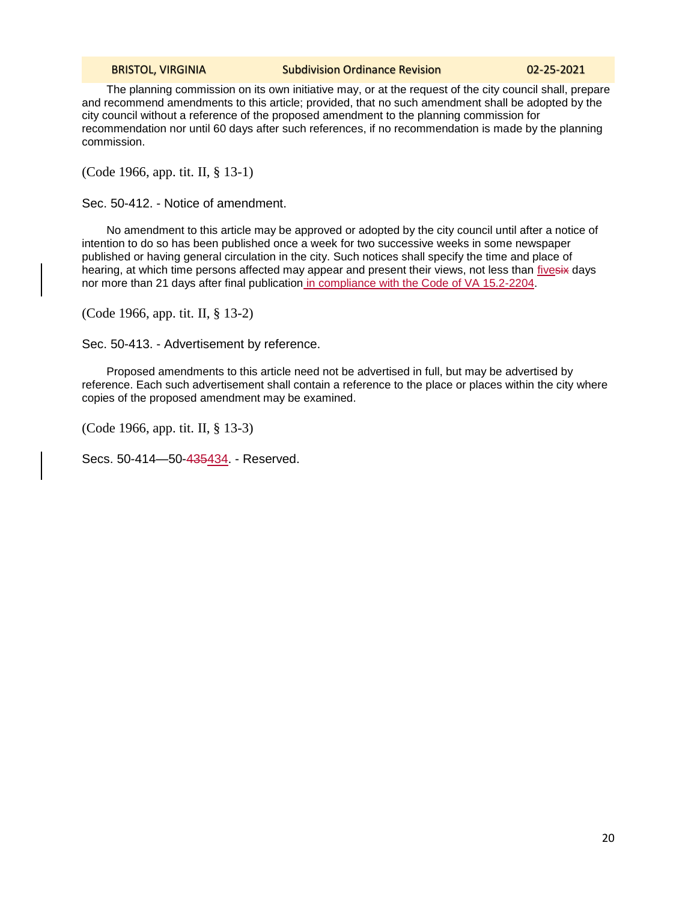The planning commission on its own initiative may, or at the request of the city council shall, prepare and recommend amendments to this article; provided, that no such amendment shall be adopted by the city council without a reference of the proposed amendment to the planning commission for recommendation nor until 60 days after such references, if no recommendation is made by the planning commission.

(Code 1966, app. tit. II, § 13-1)

Sec. 50-412. - Notice of amendment.

No amendment to this article may be approved or adopted by the city council until after a notice of intention to do so has been published once a week for two successive weeks in some newspaper published or having general circulation in the city. Such notices shall specify the time and place of hearing, at which time persons affected may appear and present their views, not less than ~~six~~ five days nor more than 21 days after final publication in compliance with the Code of VA 15.2-2204.

(Code 1966, app. tit. II, § 13-2)

Sec. 50-413. - Advertisement by reference.

Proposed amendments to this article need not be advertised in full, but may be advertised by reference. Each such advertisement shall contain a reference to the place or places within the city where copies of the proposed amendment may be examined.

(Code 1966, app. tit. II, § 13-3)

Secs. 50-414—50-~~435~~434. - Reserved.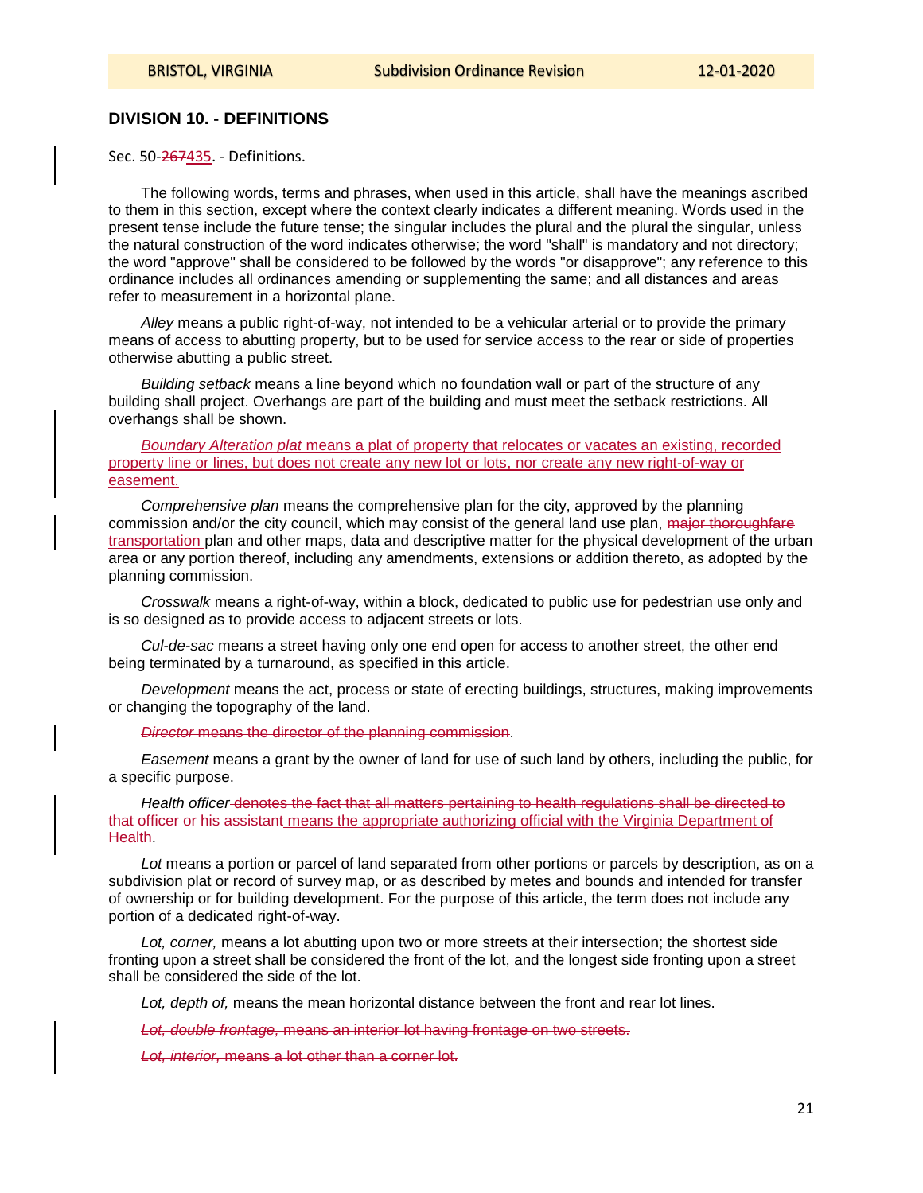## DIVISION 10. - DEFINITIONS

Sec. 50-~~267~~435. - Definitions.

The following words, terms and phrases, when used in this article, shall have the meanings ascribed to them in this section, except where the context clearly indicates a different meaning. Words used in the present tense include the future tense; the singular includes the plural and the plural the singular, unless the natural construction of the word indicates otherwise; the word "shall" is mandatory and not directory; the word "approve" shall be considered to be followed by the words "or disapprove"; any reference to this ordinance includes all ordinances amending or supplementing the same; and all distances and areas refer to measurement in a horizontal plane.

*Alley* means a public right-of-way, not intended to be a vehicular arterial or to provide the primary means of access to abutting property, but to be used for service access to the rear or side of properties otherwise abutting a public street.

*Building setback* means a line beyond which no foundation wall or part of the structure of any building shall project. Overhangs are part of the building and must meet the setback restrictions. All overhangs shall be shown.

*Boundary Alteration plat* means a plat of property that relocates or vacates an existing, recorded property line or lines, but does not create any new lot or lots, nor create any new right-of-way or easement.

*Comprehensive plan* means the comprehensive plan for the city, approved by the planning commission and/or the city council, which may consist of the general land use plan, ~~major thoroughfare~~ transportation plan and other maps, data and descriptive matter for the physical development of the urban area or any portion thereof, including any amendments, extensions or addition thereto, as adopted by the planning commission.

*Crosswalk* means a right-of-way, within a block, dedicated to public use for pedestrian use only and is so designed as to provide access to adjacent streets or lots.

*Cul-de-sac* means a street having only one end open for access to another street, the other end being terminated by a turnaround, as specified in this article.

*Development* means the act, process or state of erecting buildings, structures, making improvements or changing the topography of the land.

~~*Director* means the director of the planning commission.~~

*Easement* means a grant by the owner of land for use of such land by others, including the public, for a specific purpose.

*Health officer* ~~denotes the fact that all matters pertaining to health regulations shall be directed to that officer or his assistant~~ means the appropriate authorizing official with the Virginia Department of Health.

*Lot* means a portion or parcel of land separated from other portions or parcels by description, as on a subdivision plat or record of survey map, or as described by metes and bounds and intended for transfer of ownership or for building development. For the purpose of this article, the term does not include any portion of a dedicated right-of-way.

*Lot, corner,* means a lot abutting upon two or more streets at their intersection; the shortest side fronting upon a street shall be considered the front of the lot, and the longest side fronting upon a street shall be considered the side of the lot.

*Lot, depth of,* means the mean horizontal distance between the front and rear lot lines.

~~*Lot, double frontage,* means an interior lot having frontage on two streets.~~

~~*Lot, interior,* means a lot other than a corner lot.~~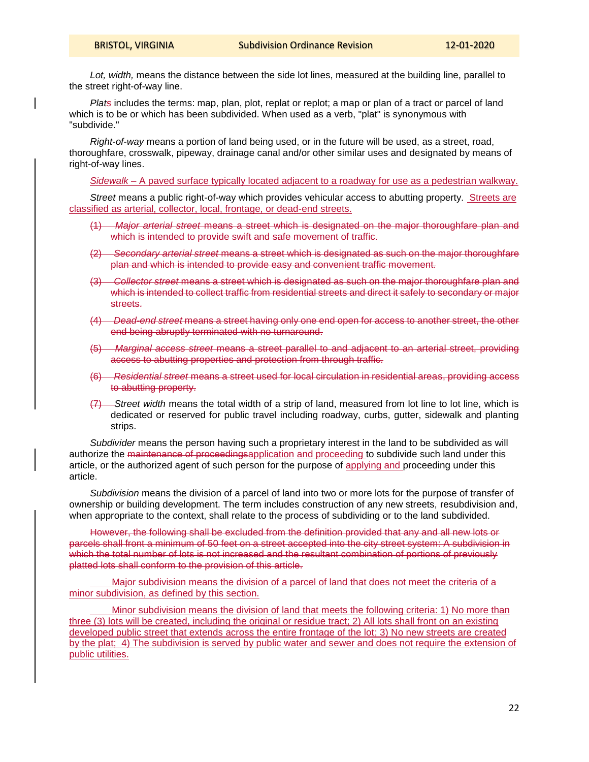*Lot, width,* means the distance between the side lot lines, measured at the building line, parallel to the street right-of-way line.

*Plats* includes the terms: map, plan, plot, replat or replot; a map or plan of a tract or parcel of land which is to be or which has been subdivided. When used as a verb, "plat" is synonymous with "subdivide."

*Right-of-way* means a portion of land being used, or in the future will be used, as a street, road, thoroughfare, crosswalk, pipeway, drainage canal and/or other similar uses and designated by means of right-of-way lines.

*Sidewalk* – A paved surface typically located adjacent to a roadway for use as a pedestrian walkway.

*Street* means a public right-of-way which provides vehicular access to abutting property. Streets are classified as arterial, collector, local, frontage, or dead-end streets.

~~(1) *Major arterial street* means a street which is designated on the major thoroughfare plan and which is intended to provide swift and safe movement of traffic.~~

~~(2) *Secondary arterial street* means a street which is designated as such on the major thoroughfare plan and which is intended to provide easy and convenient traffic movement.~~

~~(3) *Collector street* means a street which is designated as such on the major thoroughfare plan and which is intended to collect traffic from residential streets and direct it safely to secondary or major streets.~~

~~(4) *Dead-end street* means a street having only one end open for access to another street, the other end being abruptly terminated with no turnaround.~~

~~(5) *Marginal access street* means a street parallel to and adjacent to an arterial street, providing access to abutting properties and protection from through traffic.~~

~~(6) *Residential street* means a street used for local circulation in residential areas, providing access to abutting property.~~

~~(7)~~ *Street width* means the total width of a strip of land, measured from lot line to lot line, which is dedicated or reserved for public travel including roadway, curbs, gutter, sidewalk and planting strips.

*Subdivider* means the person having such a proprietary interest in the land to be subdivided as will authorize the ~~maintenance of proceedings~~application and proceeding to subdivide such land under this article, or the authorized agent of such person for the purpose of applying and proceeding under this article.

*Subdivision* means the division of a parcel of land into two or more lots for the purpose of transfer of ownership or building development. The term includes construction of any new streets, resubdivision and, when appropriate to the context, shall relate to the process of subdividing or to the land subdivided.

~~However, the following shall be excluded from the definition provided that any and all new lots or parcels shall front a minimum of 50 feet on a street accepted into the city street system: A subdivision in which the total number of lots is not increased and the resultant combination of portions of previously platted lots shall conform to the provision of this article.~~

Major subdivision means the division of a parcel of land that does not meet the criteria of a minor subdivision, as defined by this section.

Minor subdivision means the division of land that meets the following criteria: 1) No more than three (3) lots will be created, including the original or residue tract; 2) All lots shall front on an existing developed public street that extends across the entire frontage of the lot; 3) No new streets are created by the plat; 4) The subdivision is served by public water and sewer and does not require the extension of public utilities.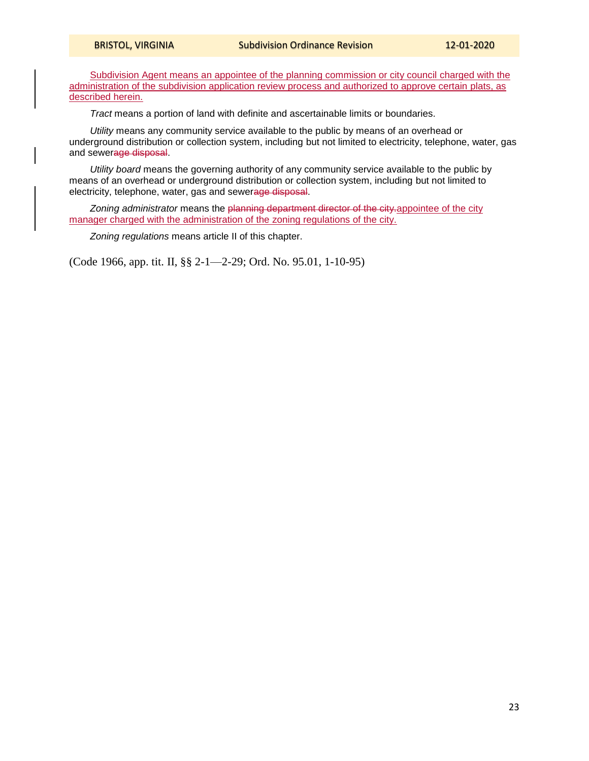Subdivision Agent means an appointee of the planning commission or city council charged with the administration of the subdivision application review process and authorized to approve certain plats, as described herein.

*Tract* means a portion of land with definite and ascertainable limits or boundaries.

*Utility* means any community service available to the public by means of an overhead or underground distribution or collection system, including but not limited to electricity, telephone, water, gas and sewerage disposal.

*Utility board* means the governing authority of any community service available to the public by means of an overhead or underground distribution or collection system, including but not limited to electricity, telephone, water, gas and sewerage disposal.

*Zoning administrator* means the planning department director of the city.appointee of the city manager charged with the administration of the zoning regulations of the city.

*Zoning regulations* means article II of this chapter.

(Code 1966, app. tit. II, §§ 2-1—2-29; Ord. No. 95.01, 1-10-95)